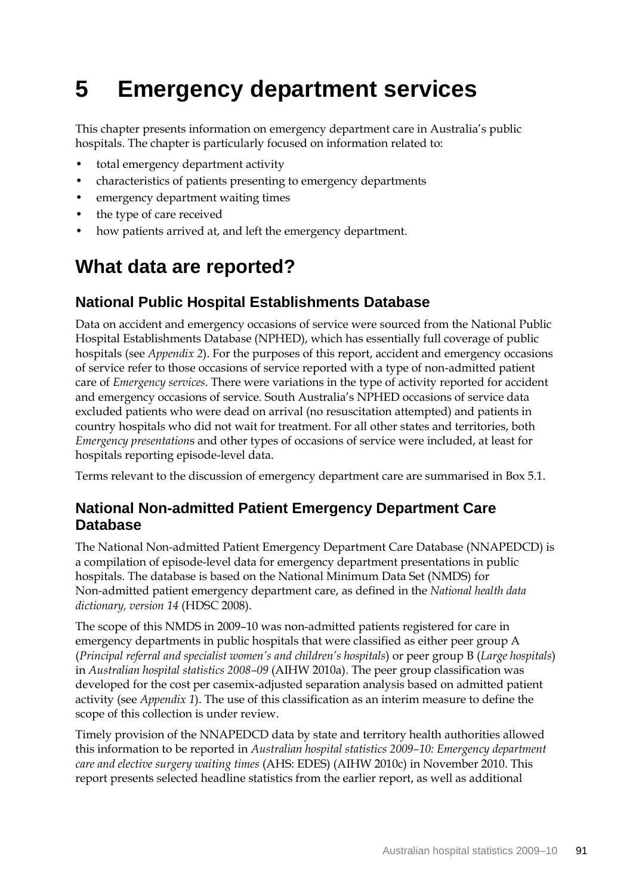# 5 Emergency department services

This chapter presents information on emergency department care in Australia's public hospitals. The chapter is particularly focused on information related to:

- total emergency department activity
- characteristics of patients presenting to emergency departments
- emergency department waiting times
- the type of care received
- how patients arrived at, and left the emergency department.

## What data are reported?

### National Public Hospital Establishments Database

Data on accident and emergency occasions of service were sourced from the National Public Hospital Establishments Database (NPHED), which has essentially full coverage of public hospitals (see *Appendix 2*). For the purposes of this report, accident and emergency occasions of service refer to those occasions of service reported with a type of non-admitted patient care of *Emergency services*. There were variations in the type of activity reported for accident and emergency occasions of service. South Australia's NPHED occasions of service data excluded patients who were dead on arrival (no resuscitation attempted) and patients in country hospitals who did not wait for treatment. For all other states and territories, both *Emergency presentation*s and other types of occasions of service were included, at least for hospitals reporting episode-level data.

Terms relevant to the discussion of emergency department care are summarised in Box 5.1.

### National Non-admitted Patient Emergency Department Care Database

The National Non-admitted Patient Emergency Department Care Database (NNAPEDCD) is a compilation of episode-level data for emergency department presentations in public hospitals. The database is based on the National Minimum Data Set (NMDS) for Non-admitted patient emergency department care, as defined in the *National health data dictionary, version 14* (HDSC 2008).

The scope of this NMDS in 2009–10 was non-admitted patients registered for care in emergency departments in public hospitals that were classified as either peer group A (*Principal referral and specialist women's and children's hospitals*) or peer group B (*Large hospitals*) in *Australian hospital statistics 2008–09* (AIHW 2010a). The peer group classification was developed for the cost per casemix-adjusted separation analysis based on admitted patient activity (see *Appendix 1*). The use of this classification as an interim measure to define the scope of this collection is under review.

Timely provision of the NNAPEDCD data by state and territory health authorities allowed this information to be reported in *Australian hospital statistics 2009–10: Emergency department care and elective surgery waiting times* (AHS: EDES) (AIHW 2010c) in November 2010. This report presents selected headline statistics from the earlier report, as well as additional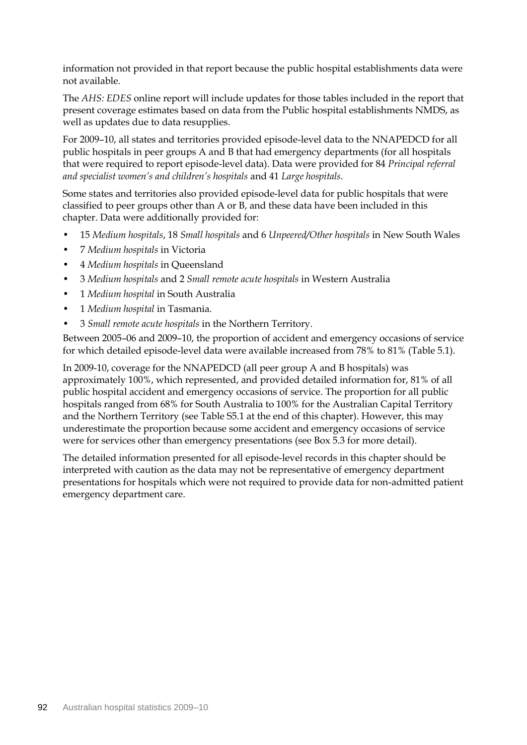information not provided in that report because the public hospital establishments data were not available.

The *AHS: EDES* online report will include updates for those tables included in the report that present coverage estimates based on data from the Public hospital establishments NMDS, as well as updates due to data resupplies.

For 2009–10, all states and territories provided episode-level data to the NNAPEDCD for all public hospitals in peer groups A and B that had emergency departments (for all hospitals that were required to report episode-level data). Data were provided for 84 *Principal referral and specialist women's and children's hospitals* and 41 *Large hospitals*.

Some states and territories also provided episode-level data for public hospitals that were classified to peer groups other than A or B, and these data have been included in this chapter. Data were additionally provided for:

- 15 *Medium hospitals*, 18 *Small hospitals* and 6 *Unpeered/Other hospitals* in New South Wales
- 7 *Medium hospitals* in Victoria
- 4 *Medium hospitals* in Queensland
- 3 *Medium hospitals* and 2 *Small remote acute hospitals* in Western Australia
- 1 *Medium hospital* in South Australia
- 1 *Medium hospital* in Tasmania.
- 3 *Small remote acute hospitals* in the Northern Territory.

Between 2005–06 and 2009–10, the proportion of accident and emergency occasions of service for which detailed episode-level data were available increased from 78% to 81% (Table 5.1).

In 2009-10, coverage for the NNAPEDCD (all peer group A and B hospitals) was approximately 100%, which represented, and provided detailed information for, 81% of all public hospital accident and emergency occasions of service. The proportion for all public hospitals ranged from 68% for South Australia to 100% for the Australian Capital Territory and the Northern Territory (see Table S5.1 at the end of this chapter). However, this may underestimate the proportion because some accident and emergency occasions of service were for services other than emergency presentations (see Box 5.3 for more detail).

The detailed information presented for all episode-level records in this chapter should be interpreted with caution as the data may not be representative of emergency department presentations for hospitals which were not required to provide data for non-admitted patient emergency department care.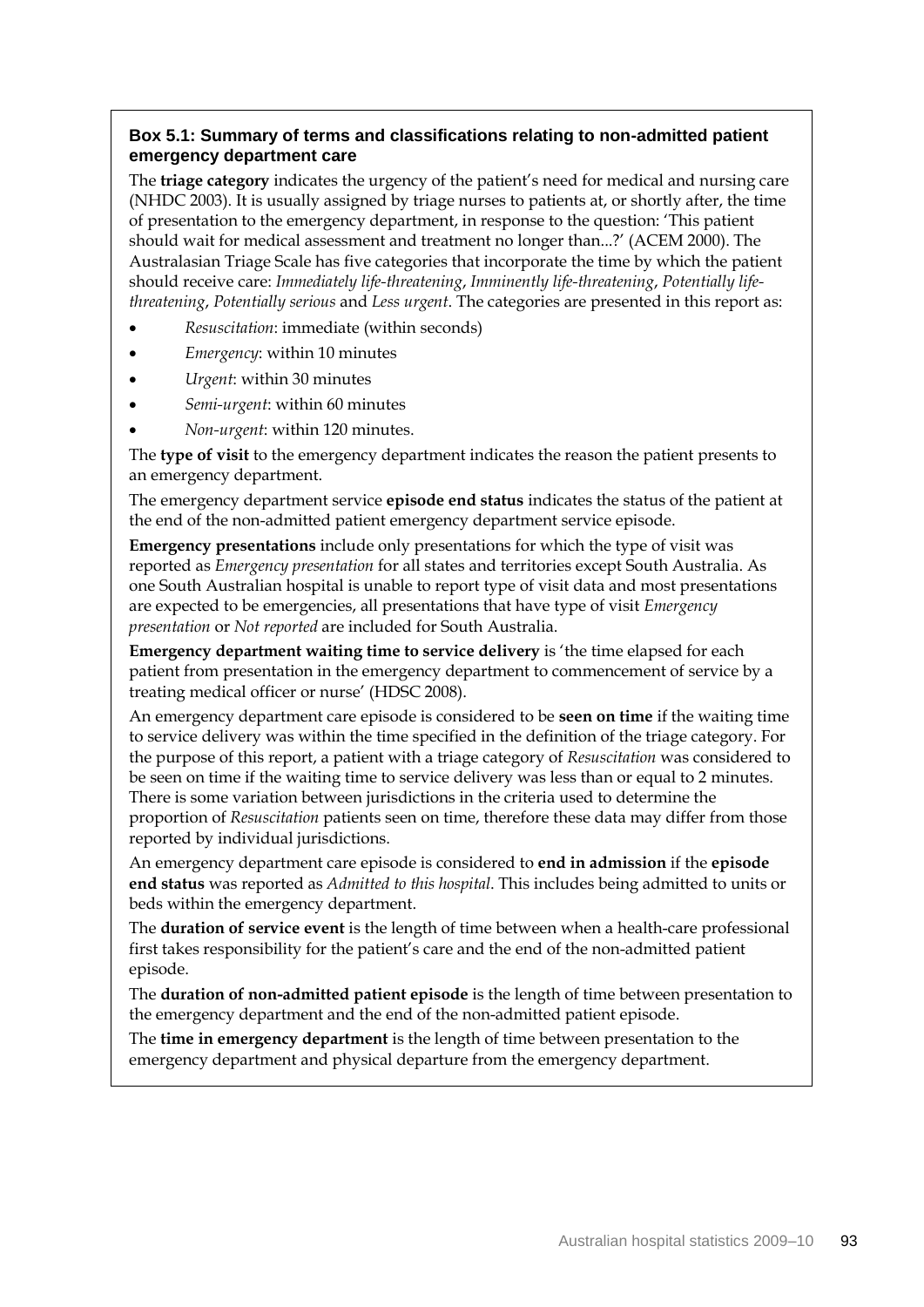### Box 5.1: Summary of terms and classifications relating to non-admitted patient emergency department care

The **triage category** indicates the urgency of the patient's need for medical and nursing care (NHDC 2003). It is usually assigned by triage nurses to patients at, or shortly after, the time of presentation to the emergency department, in response to the question: 'This patient should wait for medical assessment and treatment no longer than...?' (ACEM 2000). The Australasian Triage Scale has five categories that incorporate the time by which the patient should receive care: *Immediately life-threatening*, *Imminently life-threatening*, *Potentially life-threatening*, *Potentially serious* and *Less urgent*. The categories are presented in this report as:

- *Resuscitation*: immediate (within seconds)
- *Emergency*: within 10 minutes
- *Urgent*: within 30 minutes
- *Semi-urgent*: within 60 minutes
- *Non-urgent*: within 120 minutes.

The **type of visit** to the emergency department indicates the reason the patient presents to an emergency department.

The emergency department service **episode end status** indicates the status of the patient at the end of the non-admitted patient emergency department service episode.

**Emergency presentations** include only presentations for which the type of visit was reported as *Emergency presentation* for all states and territories except South Australia. As one South Australian hospital is unable to report type of visit data and most presentations are expected to be emergencies, all presentations that have type of visit *Emergency presentation* or *Not reported* are included for South Australia.

**Emergency department waiting time to service delivery** is 'the time elapsed for each patient from presentation in the emergency department to commencement of service by a treating medical officer or nurse' (HDSC 2008).

An emergency department care episode is considered to be **seen on time** if the waiting time to service delivery was within the time specified in the definition of the triage category. For the purpose of this report, a patient with a triage category of *Resuscitation* was considered to be seen on time if the waiting time to service delivery was less than or equal to 2 minutes. There is some variation between jurisdictions in the criteria used to determine the proportion of *Resuscitation* patients seen on time, therefore these data may differ from those reported by individual jurisdictions.

An emergency department care episode is considered to **end in admission** if the **episode end status** was reported as *Admitted to this hospital*. This includes being admitted to units or beds within the emergency department.

The **duration of service event** is the length of time between when a health-care professional first takes responsibility for the patient's care and the end of the non-admitted patient episode.

The **duration of non-admitted patient episode** is the length of time between presentation to the emergency department and the end of the non-admitted patient episode.

The **time in emergency department** is the length of time between presentation to the emergency department and physical departure from the emergency department.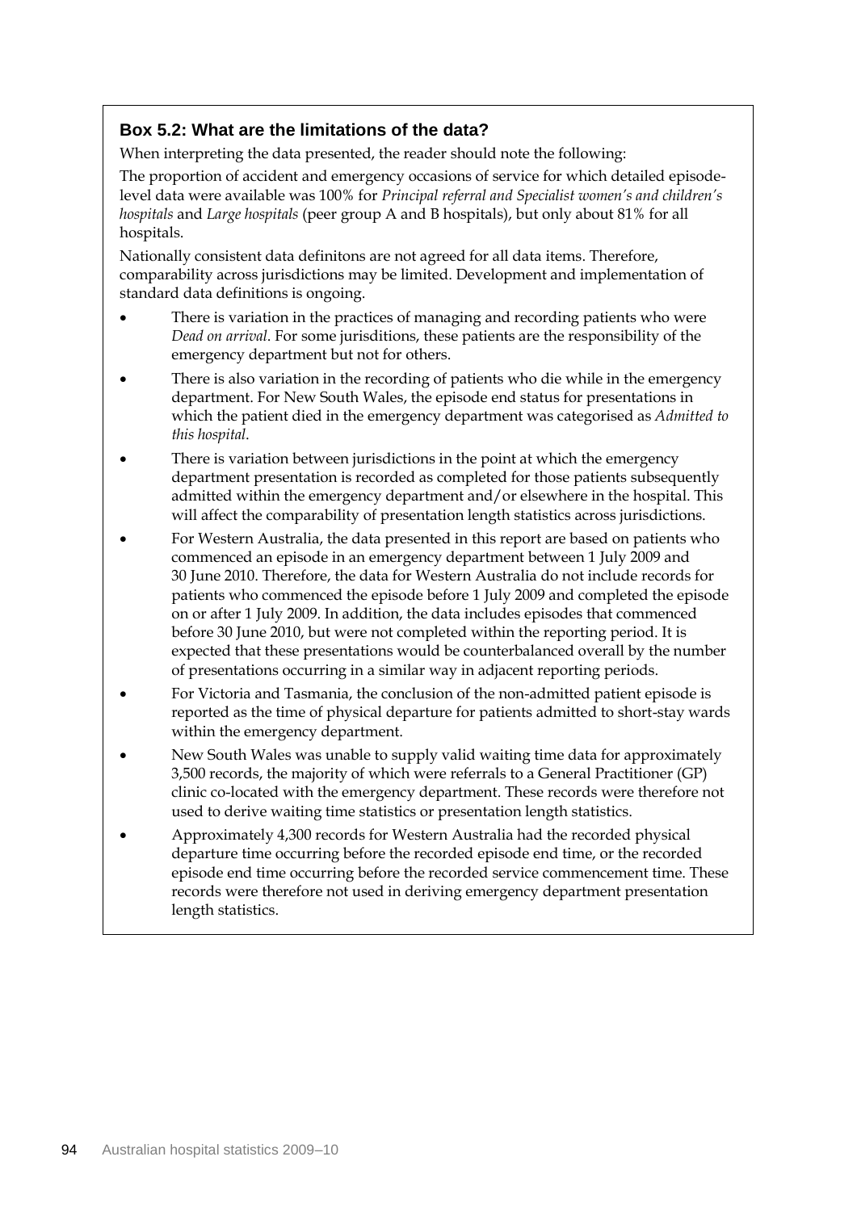### Box 5.2: What are the limitations of the data?

When interpreting the data presented, the reader should note the following:

The proportion of accident and emergency occasions of service for which detailed episode-level data were available was 100% for *Principal referral and Specialist women's and children's hospitals* and *Large hospitals* (peer group A and B hospitals), but only about 81% for all hospitals.

Nationally consistent data definitons are not agreed for all data items. Therefore, comparability across jurisdictions may be limited. Development and implementation of standard data definitions is ongoing.

- There is variation in the practices of managing and recording patients who were *Dead on arrival*. For some jurisditions, these patients are the responsibility of the emergency department but not for others.
- There is also variation in the recording of patients who die while in the emergency department. For New South Wales, the episode end status for presentations in which the patient died in the emergency department was categorised as *Admitted to this hospital*.
- There is variation between jurisdictions in the point at which the emergency department presentation is recorded as completed for those patients subsequently admitted within the emergency department and/or elsewhere in the hospital. This will affect the comparability of presentation length statistics across jurisdictions.
- For Western Australia, the data presented in this report are based on patients who commenced an episode in an emergency department between 1 July 2009 and 30 June 2010. Therefore, the data for Western Australia do not include records for patients who commenced the episode before 1 July 2009 and completed the episode on or after 1 July 2009. In addition, the data includes episodes that commenced before 30 June 2010, but were not completed within the reporting period. It is expected that these presentations would be counterbalanced overall by the number of presentations occurring in a similar way in adjacent reporting periods.
- For Victoria and Tasmania, the conclusion of the non-admitted patient episode is reported as the time of physical departure for patients admitted to short-stay wards within the emergency department.
- New South Wales was unable to supply valid waiting time data for approximately 3,500 records, the majority of which were referrals to a General Practitioner (GP) clinic co-located with the emergency department. These records were therefore not used to derive waiting time statistics or presentation length statistics.
- Approximately 4,300 records for Western Australia had the recorded physical departure time occurring before the recorded episode end time, or the recorded episode end time occurring before the recorded service commencement time. These records were therefore not used in deriving emergency department presentation length statistics.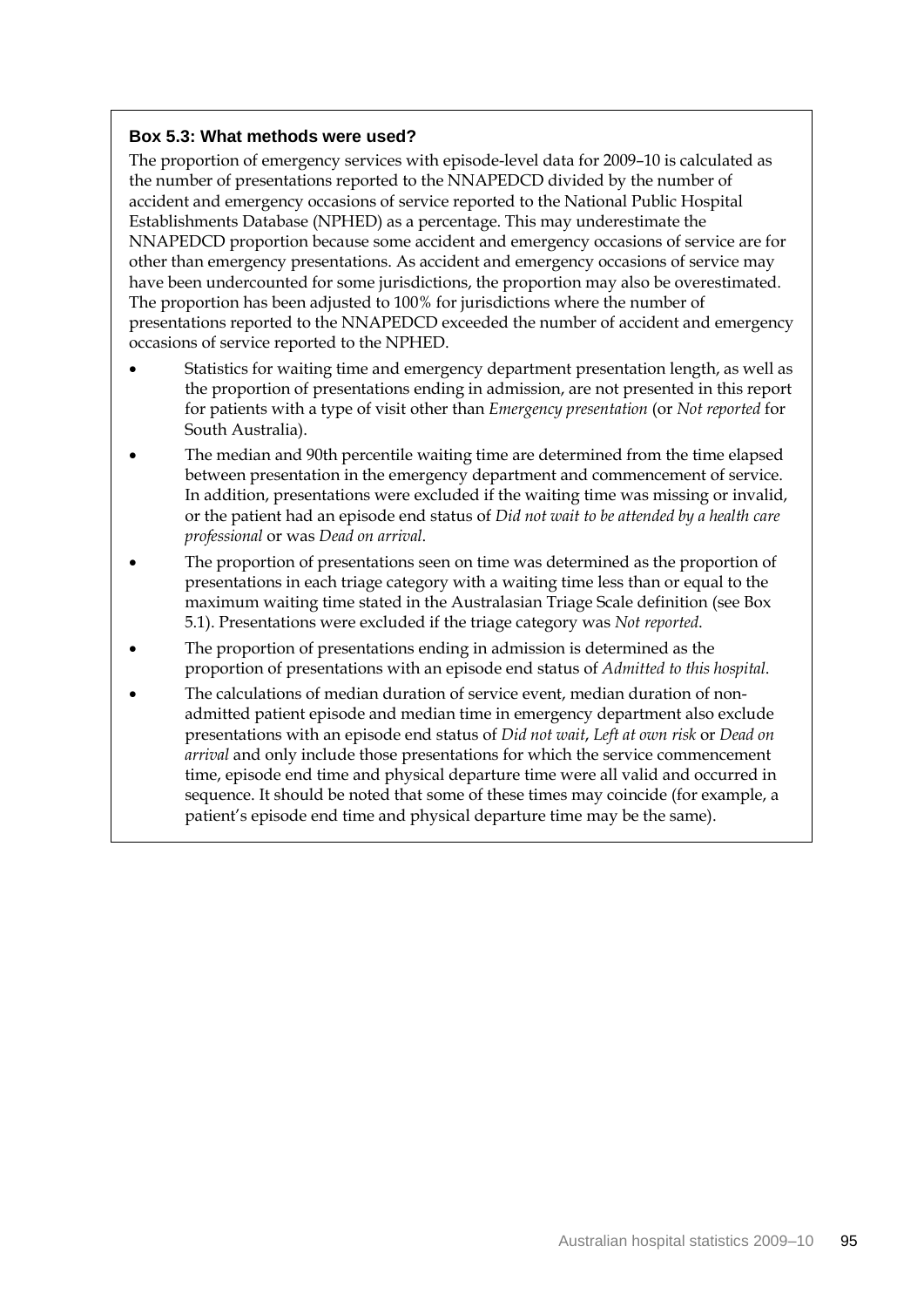### Box 5.3: What methods were used?

The proportion of emergency services with episode-level data for 2009–10 is calculated as the number of presentations reported to the NNAPEDCD divided by the number of accident and emergency occasions of service reported to the National Public Hospital Establishments Database (NPHED) as a percentage. This may underestimate the NNAPEDCD proportion because some accident and emergency occasions of service are for other than emergency presentations. As accident and emergency occasions of service may have been undercounted for some jurisdictions, the proportion may also be overestimated. The proportion has been adjusted to 100% for jurisdictions where the number of presentations reported to the NNAPEDCD exceeded the number of accident and emergency occasions of service reported to the NPHED.

- Statistics for waiting time and emergency department presentation length, as well as the proportion of presentations ending in admission, are not presented in this report for patients with a type of visit other than *Emergency presentation* (or *Not reported* for South Australia).
- The median and 90th percentile waiting time are determined from the time elapsed between presentation in the emergency department and commencement of service. In addition, presentations were excluded if the waiting time was missing or invalid, or the patient had an episode end status of *Did not wait to be attended by a health care professional* or was *Dead on arrival*.
- The proportion of presentations seen on time was determined as the proportion of presentations in each triage category with a waiting time less than or equal to the maximum waiting time stated in the Australasian Triage Scale definition (see Box 5.1). Presentations were excluded if the triage category was *Not reported*.
- The proportion of presentations ending in admission is determined as the proportion of presentations with an episode end status of *Admitted to this hospital*.
- The calculations of median duration of service event, median duration of non-admitted patient episode and median time in emergency department also exclude presentations with an episode end status of *Did not wait*, *Left at own risk* or *Dead on arrival* and only include those presentations for which the service commencement time, episode end time and physical departure time were all valid and occurred in sequence. It should be noted that some of these times may coincide (for example, a patient's episode end time and physical departure time may be the same).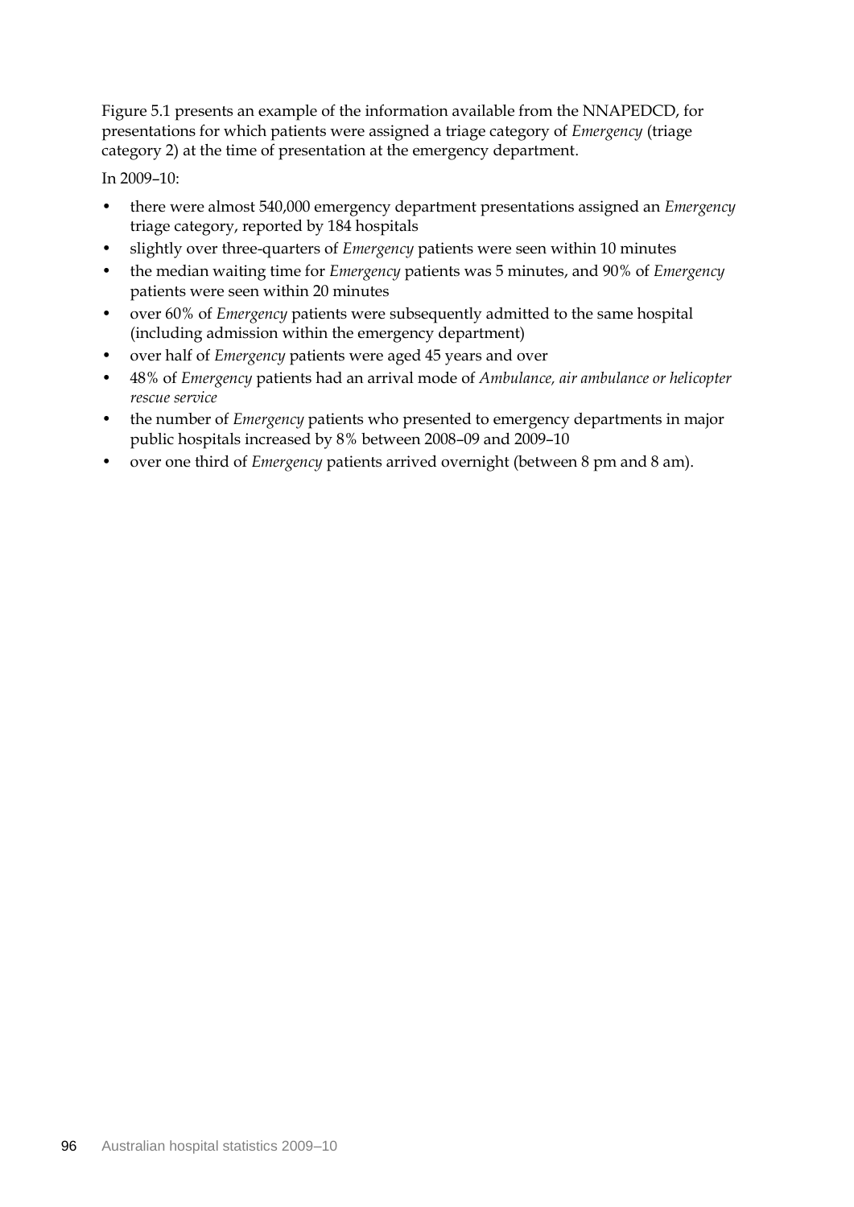Figure 5.1 presents an example of the information available from the NNAPEDCD, for presentations for which patients were assigned a triage category of *Emergency* (triage category 2) at the time of presentation at the emergency department.

In 2009–10:

- there were almost 540,000 emergency department presentations assigned an *Emergency* triage category, reported by 184 hospitals
- slightly over three-quarters of *Emergency* patients were seen within 10 minutes
- the median waiting time for *Emergency* patients was 5 minutes, and 90% of *Emergency* patients were seen within 20 minutes
- over 60% of *Emergency* patients were subsequently admitted to the same hospital (including admission within the emergency department)
- over half of *Emergency* patients were aged 45 years and over
- 48% of *Emergency* patients had an arrival mode of *Ambulance, air ambulance or helicopter rescue service*
- the number of *Emergency* patients who presented to emergency departments in major public hospitals increased by 8% between 2008–09 and 2009–10
- over one third of *Emergency* patients arrived overnight (between 8 pm and 8 am).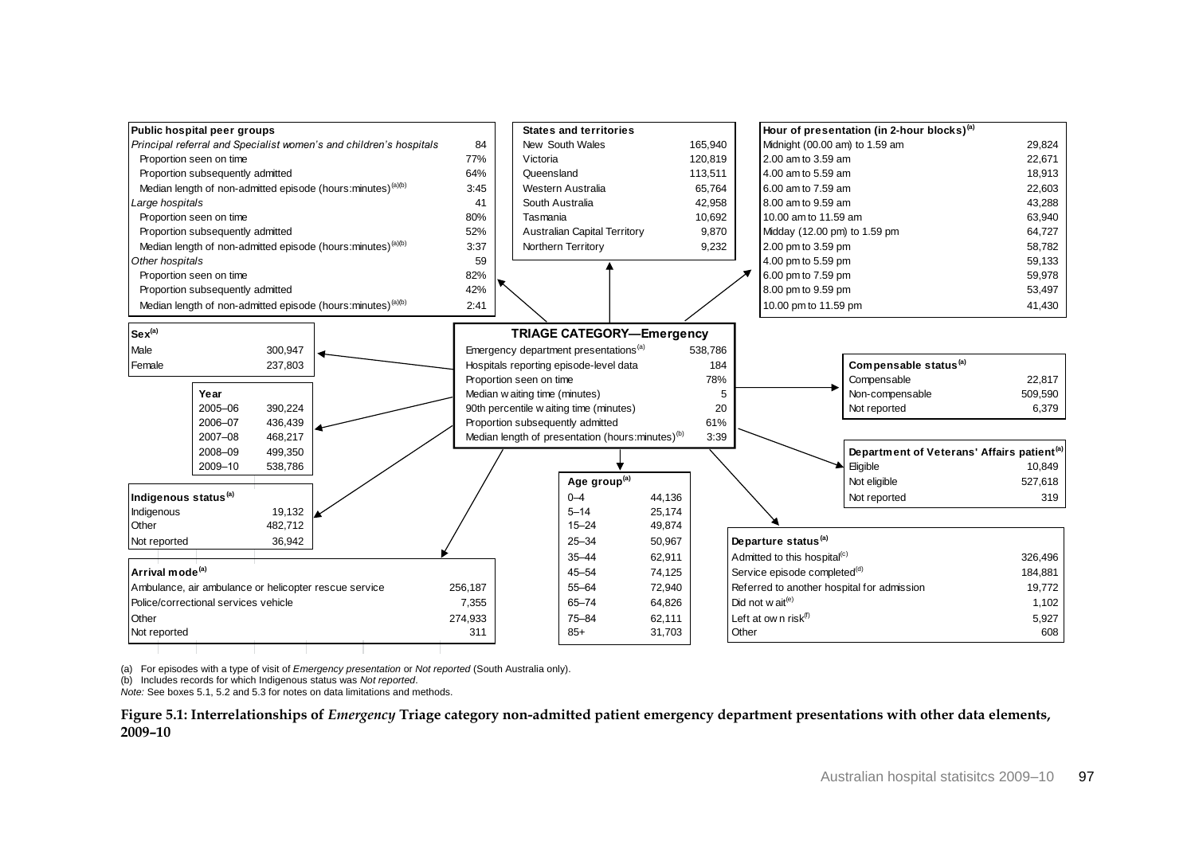**Public hospital peer groups**

| | |
|---|---|
| *Principal referral and Specialist women's and children's hospitals* | 84 |
| Proportion seen on time | 77% |
| Proportion subsequently admitted | 64% |
| Median length of non-admitted episode (hours:minutes)[(a)(b)] | 3:45 |
| *Large hospitals* | 41 |
| Proportion seen on time | 80% |
| Proportion subsequently admitted | 52% |
| Median length of non-admitted episode (hours:minutes)[(a)(b)] | 3:37 |
| *Other hospitals* | 59 |
| Proportion seen on time | 82% |
| Proportion subsequently admitted | 42% |
| Median length of non-admitted episode (hours:minutes)[(a)(b)] | 2:41 |

**States and territories**

| | |
|---|---|
| New South Wales | 165,940 |
| Victoria | 120,819 |
| Queensland | 113,511 |
| Western Australia | 65,764 |
| South Australia | 42,958 |
| Tasmania | 10,692 |
| Australian Capital Territory | 9,870 |
| Northern Territory | 9,232 |

**Hour of presentation (in 2-hour blocks)[(a)]**

| | |
|---|---|
| Midnight (00.00 am) to 1.59 am | 29,824 |
| 2.00 am to 3.59 am | 22,671 |
| 4.00 am to 5.59 am | 18,913 |
| 6.00 am to 7.59 am | 22,603 |
| 8.00 am to 9.59 am | 43,288 |
| 10.00 am to 11.59 am | 63,940 |
| Midday (12.00 pm) to 1.59 pm | 64,727 |
| 2.00 pm to 3.59 pm | 58,782 |
| 4.00 pm to 5.59 pm | 59,133 |
| 6.00 pm to 7.59 pm | 59,978 |
| 8.00 pm to 9.59 pm | 53,497 |
| 10.00 pm to 11.59 pm | 41,430 |

**TRIAGE CATEGORY—Emergency**

| | |
|---|---|
| Emergency department presentations[(a)] | 538,786 |
| Hospitals reporting episode-level data | 184 |
| Proportion seen on time | 78% |
| Median waiting time (minutes) | 5 |
| 90th percentile waiting time (minutes) | 20 |
| Proportion subsequently admitted | 61% |
| Median length of presentation (hours:minutes)[(b)] | 3:39 |

**Sex[(a)]**

| | |
|---|---|
| Male | 300,947 |
| Female | 237,803 |

**Year**

| | |
|---|---|
| 2005–06 | 390,224 |
| 2006–07 | 436,439 |
| 2007–08 | 468,217 |
| 2008–09 | 499,350 |
| 2009–10 | 538,786 |

**Indigenous status[(a)]**

| | |
|---|---|
| Indigenous | 19,132 |
| Other | 482,712 |
| Not reported | 36,942 |

**Arrival mode[(a)]**

| | |
|---|---|
| Ambulance, air ambulance or helicopter rescue service | 256,187 |
| Police/correctional services vehicle | 7,355 |
| Other | 274,933 |
| Not reported | 311 |

**Age group[(a)]**

| | |
|---|---|
| 0–4 | 44,136 |
| 5–14 | 25,174 |
| 15–24 | 49,874 |
| 25–34 | 50,967 |
| 35–44 | 62,911 |
| 45–54 | 74,125 |
| 55–64 | 72,940 |
| 65–74 | 64,826 |
| 75–84 | 62,111 |
| 85+ | 31,703 |

**Compensable status[(a)]**

| | |
|---|---|
| Compensable | 22,817 |
| Non-compensable | 509,590 |
| Not reported | 6,379 |

**Department of Veterans' Affairs patient[(a)]**

| | |
|---|---|
| Eligible | 10,849 |
| Not eligible | 527,618 |
| Not reported | 319 |

**Departure status[(a)]**

| | |
|---|---|
| Admitted to this hospital[(c)] | 326,496 |
| Service episode completed[(d)] | 184,881 |
| Referred to another hospital for admission | 19,772 |
| Did not wait[(e)] | 1,102 |
| Left at own risk[(f)] | 5,927 |
| Other | 608 |

(a) For episodes with a type of visit of *Emergency presentation* or *Not reported* (South Australia only).
(b) Includes records for which Indigenous status was *Not reported*.
*Note:* See boxes 5.1, 5.2 and 5.3 for notes on data limitations and methods.

**Figure 5.1: Interrelationships of *Emergency* Triage category non-admitted patient emergency department presentations with other data elements, 2009–10**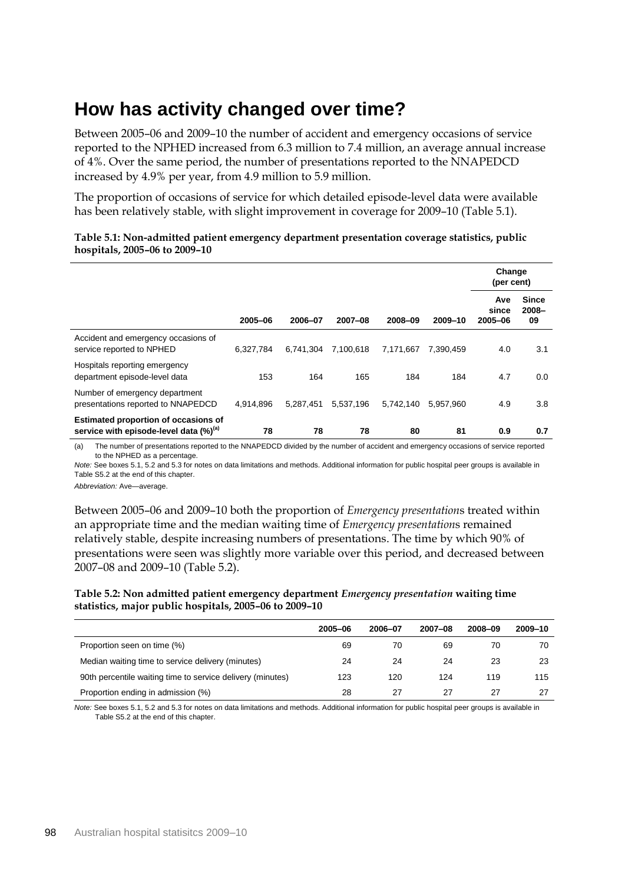# How has activity changed over time?

Between 2005–06 and 2009–10 the number of accident and emergency occasions of service reported to the NPHED increased from 6.3 million to 7.4 million, an average annual increase of 4%. Over the same period, the number of presentations reported to the NNAPEDCD increased by 4.9% per year, from 4.9 million to 5.9 million.

The proportion of occasions of service for which detailed episode-level data were available has been relatively stable, with slight improvement in coverage for 2009–10 (Table 5.1).

**Table 5.1: Non-admitted patient emergency department presentation coverage statistics, public hospitals, 2005–06 to 2009–10**

| | | | | | | Change (per cent) | |
|---|---|---|---|---|---|---|---|
| | 2005–06 | 2006–07 | 2007–08 | 2008–09 | 2009–10 | Ave since 2005–06 | Since 2008–09 |
| Accident and emergency occasions of service reported to NPHED | 6,327,784 | 6,741,304 | 7,100,618 | 7,171,667 | 7,390,459 | 4.0 | 3.1 |
| Hospitals reporting emergency department episode-level data | 153 | 164 | 165 | 184 | 184 | 4.7 | 0.0 |
| Number of emergency department presentations reported to NNAPEDCD | 4,914,896 | 5,287,451 | 5,537,196 | 5,742,140 | 5,957,960 | 4.9 | 3.8 |
| **Estimated proportion of occasions of service with episode-level data (%)[(a)]** | **78** | **78** | **78** | **80** | **81** | **0.9** | **0.7** |

(a) The number of presentations reported to the NNAPEDCD divided by the number of accident and emergency occasions of service reported to the NPHED as a percentage.

*Note:* See boxes 5.1, 5.2 and 5.3 for notes on data limitations and methods. Additional information for public hospital peer groups is available in Table S5.2 at the end of this chapter.

*Abbreviation:* Ave—average.

Between 2005–06 and 2009–10 both the proportion of *Emergency presentation*s treated within an appropriate time and the median waiting time of *Emergency presentation*s remained relatively stable, despite increasing numbers of presentations. The time by which 90% of presentations were seen was slightly more variable over this period, and decreased between 2007–08 and 2009–10 (Table 5.2).

**Table 5.2: Non admitted patient emergency department *Emergency presentation* waiting time statistics, major public hospitals, 2005–06 to 2009–10**

| | 2005–06 | 2006–07 | 2007–08 | 2008–09 | 2009–10 |
|---|---|---|---|---|---|
| Proportion seen on time (%) | 69 | 70 | 69 | 70 | 70 |
| Median waiting time to service delivery (minutes) | 24 | 24 | 24 | 23 | 23 |
| 90th percentile waiting time to service delivery (minutes) | 123 | 120 | 124 | 119 | 115 |
| Proportion ending in admission (%) | 28 | 27 | 27 | 27 | 27 |

*Note:* See boxes 5.1, 5.2 and 5.3 for notes on data limitations and methods. Additional information for public hospital peer groups is available in Table S5.2 at the end of this chapter.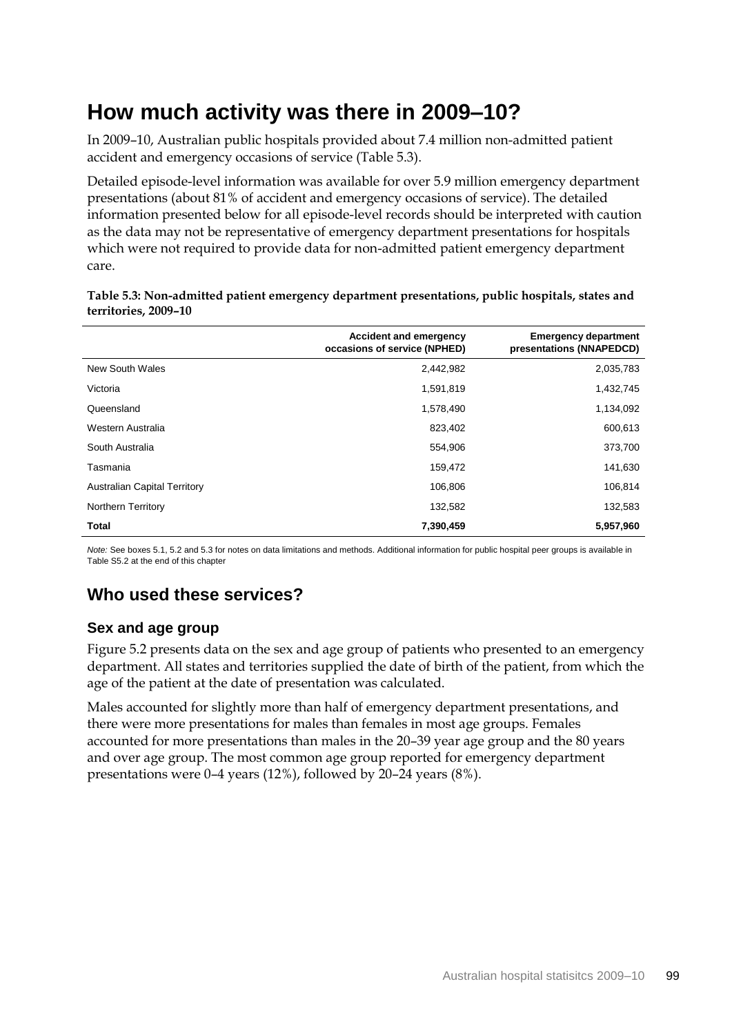# How much activity was there in 2009–10?

In 2009–10, Australian public hospitals provided about 7.4 million non-admitted patient accident and emergency occasions of service (Table 5.3).

Detailed episode-level information was available for over 5.9 million emergency department presentations (about 81% of accident and emergency occasions of service). The detailed information presented below for all episode-level records should be interpreted with caution as the data may not be representative of emergency department presentations for hospitals which were not required to provide data for non-admitted patient emergency department care.

**Table 5.3: Non-admitted patient emergency department presentations, public hospitals, states and territories, 2009–10**

| | Accident and emergency occasions of service (NPHED) | Emergency department presentations (NNAPEDCD) |
|---|---|---|
| New South Wales | 2,442,982 | 2,035,783 |
| Victoria | 1,591,819 | 1,432,745 |
| Queensland | 1,578,490 | 1,134,092 |
| Western Australia | 823,402 | 600,613 |
| South Australia | 554,906 | 373,700 |
| Tasmania | 159,472 | 141,630 |
| Australian Capital Territory | 106,806 | 106,814 |
| Northern Territory | 132,582 | 132,583 |
| **Total** | **7,390,459** | **5,957,960** |

*Note:* See boxes 5.1, 5.2 and 5.3 for notes on data limitations and methods. Additional information for public hospital peer groups is available in Table S5.2 at the end of this chapter

## Who used these services?

### Sex and age group

Figure 5.2 presents data on the sex and age group of patients who presented to an emergency department. All states and territories supplied the date of birth of the patient, from which the age of the patient at the date of presentation was calculated.

Males accounted for slightly more than half of emergency department presentations, and there were more presentations for males than females in most age groups. Females accounted for more presentations than males in the 20–39 year age group and the 80 years and over age group. The most common age group reported for emergency department presentations were 0–4 years (12%), followed by 20–24 years (8%).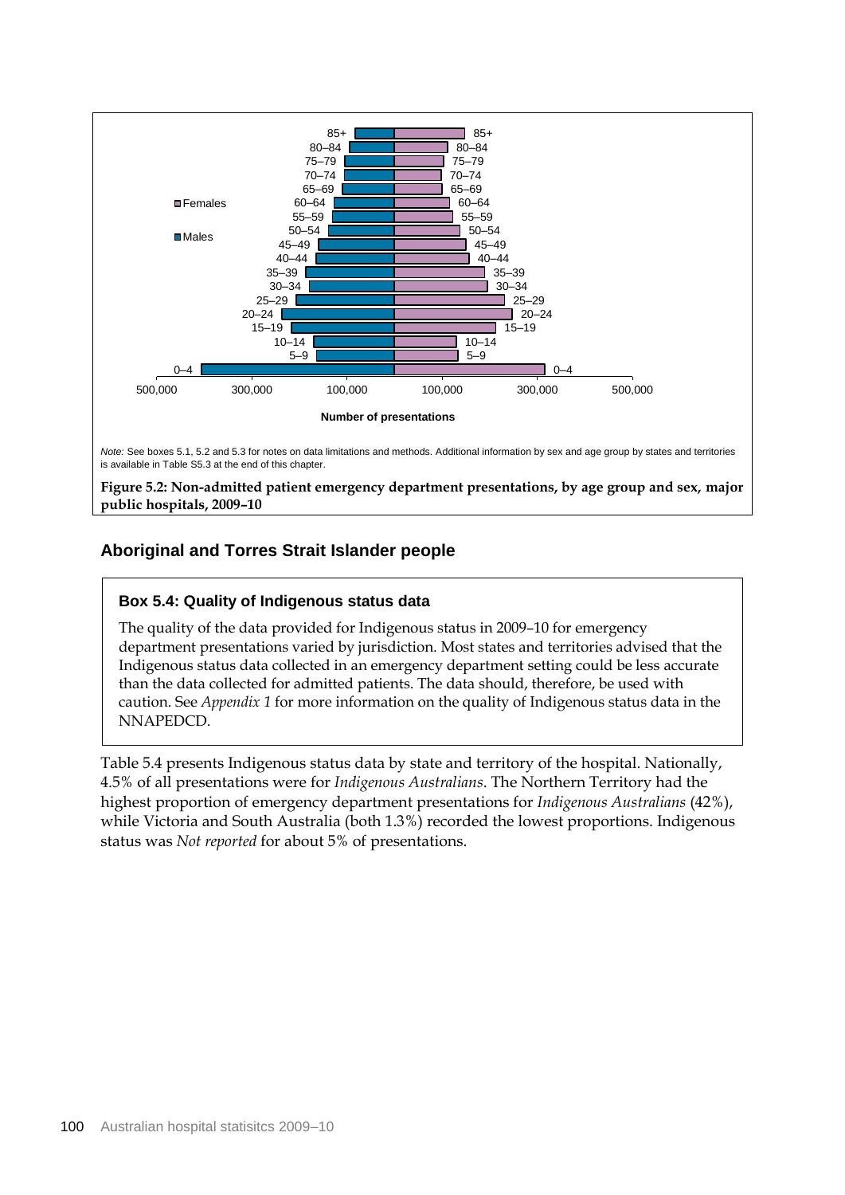Figure 5.2 (chart): Non-admitted patient emergency department presentations, by age group and sex, major public hospitals, 2009–10. Legend: Females, Males. Age groups: 85+, 80–84, 75–79, 70–74, 65–69, 60–64, 55–59, 50–54, 45–49, 40–44, 35–39, 30–34, 25–29, 20–24, 15–19, 10–14, 5–9, 0–4. Axis: 500,000, 300,000, 100,000, 100,000, 300,000, 500,000. Axis title: Number of presentations.

*Note:* See boxes 5.1, 5.2 and 5.3 for notes on data limitations and methods. Additional information by sex and age group by states and territories is available in Table S5.3 at the end of this chapter.

**Figure 5.2: Non-admitted patient emergency department presentations, by age group and sex, major public hospitals, 2009–10**

## Aboriginal and Torres Strait Islander people

### Box 5.4: Quality of Indigenous status data

The quality of the data provided for Indigenous status in 2009–10 for emergency department presentations varied by jurisdiction. Most states and territories advised that the Indigenous status data collected in an emergency department setting could be less accurate than the data collected for admitted patients. The data should, therefore, be used with caution. See *Appendix 1* for more information on the quality of Indigenous status data in the NNAPEDCD.

Table 5.4 presents Indigenous status data by state and territory of the hospital. Nationally, 4.5% of all presentations were for *Indigenous Australians*. The Northern Territory had the highest proportion of emergency department presentations for *Indigenous Australians* (42%), while Victoria and South Australia (both 1.3%) recorded the lowest proportions. Indigenous status was *Not reported* for about 5% of presentations.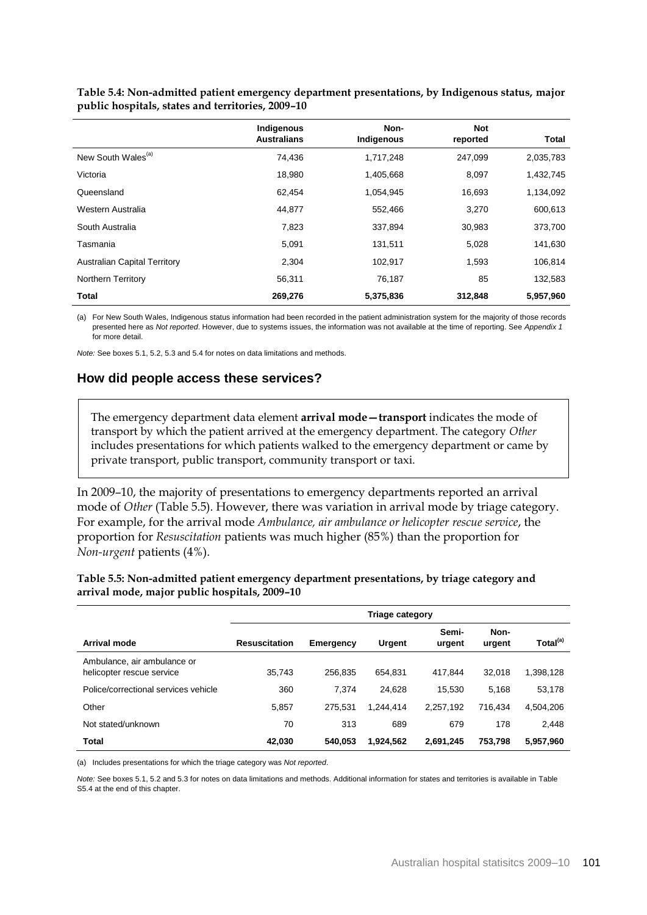**Table 5.4: Non-admitted patient emergency department presentations, by Indigenous status, major public hospitals, states and territories, 2009–10**

| | Indigenous Australians | Non-Indigenous | Not reported | Total |
|---|---|---|---|---|
| New South Wales[(a)] | 74,436 | 1,717,248 | 247,099 | 2,035,783 |
| Victoria | 18,980 | 1,405,668 | 8,097 | 1,432,745 |
| Queensland | 62,454 | 1,054,945 | 16,693 | 1,134,092 |
| Western Australia | 44,877 | 552,466 | 3,270 | 600,613 |
| South Australia | 7,823 | 337,894 | 30,983 | 373,700 |
| Tasmania | 5,091 | 131,511 | 5,028 | 141,630 |
| Australian Capital Territory | 2,304 | 102,917 | 1,593 | 106,814 |
| Northern Territory | 56,311 | 76,187 | 85 | 132,583 |
| **Total** | **269,276** | **5,375,836** | **312,848** | **5,957,960** |

(a) For New South Wales, Indigenous status information had been recorded in the patient administration system for the majority of those records presented here as *Not reported*. However, due to systems issues, the information was not available at the time of reporting. See *Appendix 1* for more detail.

*Note:* See boxes 5.1, 5.2, 5.3 and 5.4 for notes on data limitations and methods.

## How did people access these services?

The emergency department data element **arrival mode—transport** indicates the mode of transport by which the patient arrived at the emergency department. The category *Other* includes presentations for which patients walked to the emergency department or came by private transport, public transport, community transport or taxi.

In 2009–10, the majority of presentations to emergency departments reported an arrival mode of *Other* (Table 5.5). However, there was variation in arrival mode by triage category. For example, for the arrival mode *Ambulance, air ambulance or helicopter rescue service*, the proportion for *Resuscitation* patients was much higher (85%) than the proportion for *Non-urgent* patients (4%).

**Table 5.5: Non-admitted patient emergency department presentations, by triage category and arrival mode, major public hospitals, 2009–10**

| | Triage category | | | | | |
|---|---|---|---|---|---|---|
| **Arrival mode** | **Resuscitation** | **Emergency** | **Urgent** | **Semi-urgent** | **Non-urgent** | **Total[(a)]** |
| Ambulance, air ambulance or helicopter rescue service | 35,743 | 256,835 | 654,831 | 417,844 | 32,018 | 1,398,128 |
| Police/correctional services vehicle | 360 | 7,374 | 24,628 | 15,530 | 5,168 | 53,178 |
| Other | 5,857 | 275,531 | 1,244,414 | 2,257,192 | 716,434 | 4,504,206 |
| Not stated/unknown | 70 | 313 | 689 | 679 | 178 | 2,448 |
| **Total** | **42,030** | **540,053** | **1,924,562** | **2,691,245** | **753,798** | **5,957,960** |

(a) Includes presentations for which the triage category was *Not reported*.

*Note:* See boxes 5.1, 5.2 and 5.3 for notes on data limitations and methods. Additional information for states and territories is available in Table S5.4 at the end of this chapter.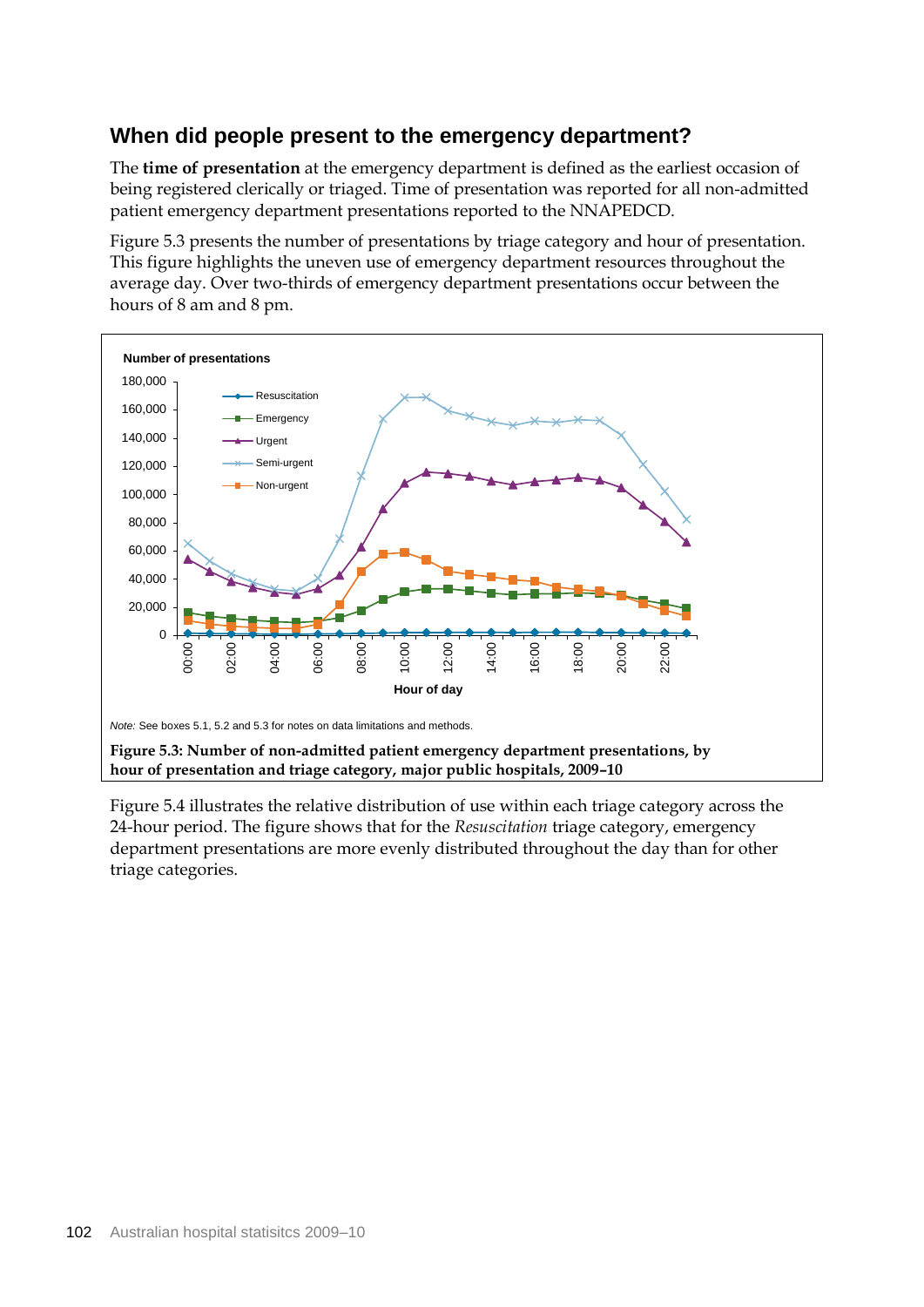## When did people present to the emergency department?

The **time of presentation** at the emergency department is defined as the earliest occasion of being registered clerically or triaged. Time of presentation was reported for all non-admitted patient emergency department presentations reported to the NNAPEDCD.

Figure 5.3 presents the number of presentations by triage category and hour of presentation. This figure highlights the uneven use of emergency department resources throughout the average day. Over two-thirds of emergency department presentations occur between the hours of 8 am and 8 pm.

*Note:* See boxes 5.1, 5.2 and 5.3 for notes on data limitations and methods.

**Figure 5.3: Number of non-admitted patient emergency department presentations, by hour of presentation and triage category, major public hospitals, 2009–10**

Figure 5.4 illustrates the relative distribution of use within each triage category across the 24-hour period. The figure shows that for the *Resuscitation* triage category, emergency department presentations are more evenly distributed throughout the day than for other triage categories.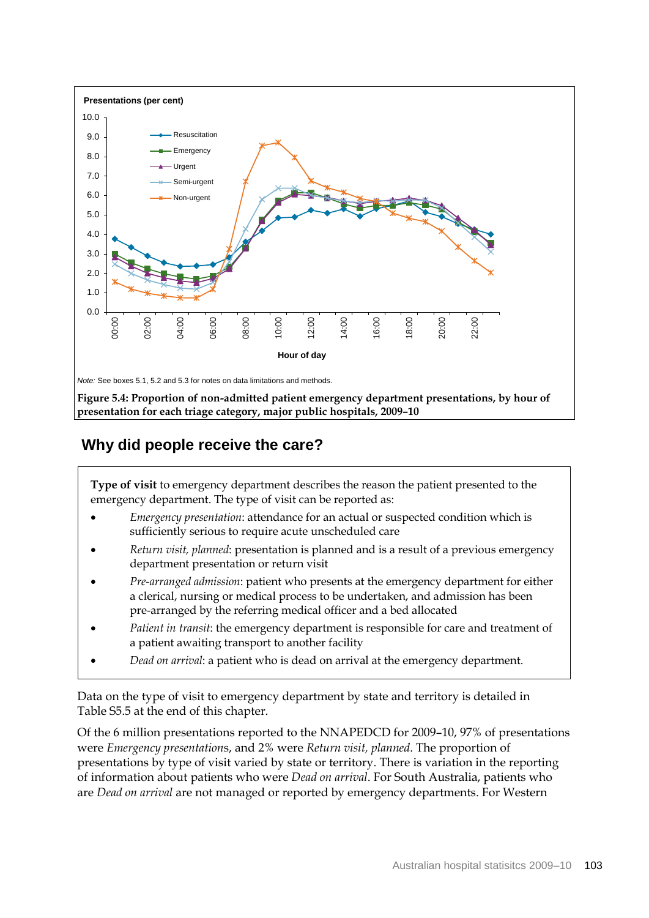Presentations (per cent)

Note: See boxes 5.1, 5.2 and 5.3 for notes on data limitations and methods.

**Figure 5.4: Proportion of non-admitted patient emergency department presentations, by hour of presentation for each triage category, major public hospitals, 2009–10**

## Why did people receive the care?

**Type of visit** to emergency department describes the reason the patient presented to the emergency department. The type of visit can be reported as:

- *Emergency presentation*: attendance for an actual or suspected condition which is sufficiently serious to require acute unscheduled care
- *Return visit, planned*: presentation is planned and is a result of a previous emergency department presentation or return visit
- *Pre-arranged admission*: patient who presents at the emergency department for either a clerical, nursing or medical process to be undertaken, and admission has been pre-arranged by the referring medical officer and a bed allocated
- *Patient in transit*: the emergency department is responsible for care and treatment of a patient awaiting transport to another facility
- *Dead on arrival*: a patient who is dead on arrival at the emergency department.

Data on the type of visit to emergency department by state and territory is detailed in Table S5.5 at the end of this chapter.

Of the 6 million presentations reported to the NNAPEDCD for 2009–10, 97% of presentations were *Emergency presentation*s, and 2% were *Return visit, planned*. The proportion of presentations by type of visit varied by state or territory. There is variation in the reporting of information about patients who were *Dead on arrival*. For South Australia, patients who are *Dead on arrival* are not managed or reported by emergency departments. For Western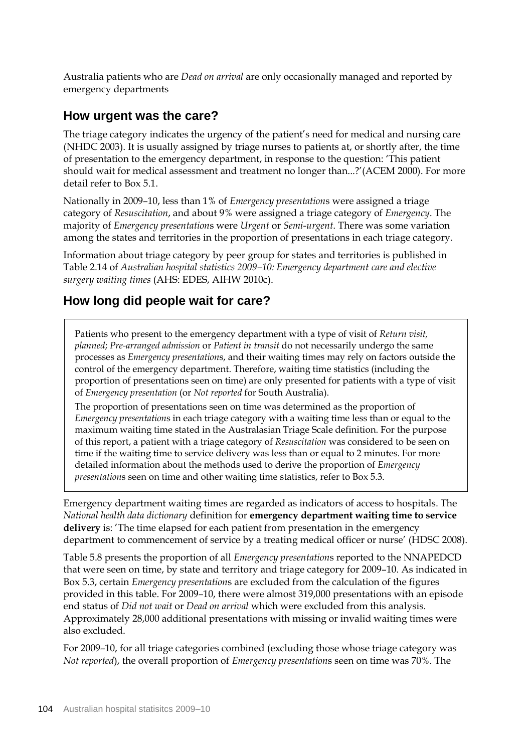Australia patients who are *Dead on arrival* are only occasionally managed and reported by emergency departments

## How urgent was the care?

The triage category indicates the urgency of the patient's need for medical and nursing care (NHDC 2003). It is usually assigned by triage nurses to patients at, or shortly after, the time of presentation to the emergency department, in response to the question: 'This patient should wait for medical assessment and treatment no longer than...?'(ACEM 2000). For more detail refer to Box 5.1.

Nationally in 2009–10, less than 1% of *Emergency presentation*s were assigned a triage category of *Resuscitation*, and about 9% were assigned a triage category of *Emergency*. The majority of *Emergency presentation*s were *Urgent* or *Semi-urgent*. There was some variation among the states and territories in the proportion of presentations in each triage category.

Information about triage category by peer group for states and territories is published in Table 2.14 of *Australian hospital statistics 2009–10: Emergency department care and elective surgery waiting times* (AHS: EDES, AIHW 2010c).

## How long did people wait for care?

> Patients who present to the emergency department with a type of visit of *Return visit, planned*; *Pre-arranged admission* or *Patient in transit* do not necessarily undergo the same processes as *Emergency presentation*s, and their waiting times may rely on factors outside the control of the emergency department. Therefore, waiting time statistics (including the proportion of presentations seen on time) are only presented for patients with a type of visit of *Emergency presentation* (or *Not reported* for South Australia).
>
> The proportion of presentations seen on time was determined as the proportion of *Emergency presentation*s in each triage category with a waiting time less than or equal to the maximum waiting time stated in the Australasian Triage Scale definition. For the purpose of this report, a patient with a triage category of *Resuscitation* was considered to be seen on time if the waiting time to service delivery was less than or equal to 2 minutes. For more detailed information about the methods used to derive the proportion of *Emergency presentation*s seen on time and other waiting time statistics, refer to Box 5.3.

Emergency department waiting times are regarded as indicators of access to hospitals. The *National health data dictionary* definition for **emergency department waiting time to service delivery** is: 'The time elapsed for each patient from presentation in the emergency department to commencement of service by a treating medical officer or nurse' (HDSC 2008).

Table 5.8 presents the proportion of all *Emergency presentation*s reported to the NNAPEDCD that were seen on time, by state and territory and triage category for 2009–10. As indicated in Box 5.3, certain *Emergency presentation*s are excluded from the calculation of the figures provided in this table. For 2009–10, there were almost 319,000 presentations with an episode end status of *Did not wait* or *Dead on arrival* which were excluded from this analysis. Approximately 28,000 additional presentations with missing or invalid waiting times were also excluded.

For 2009–10, for all triage categories combined (excluding those whose triage category was *Not reported*), the overall proportion of *Emergency presentation*s seen on time was 70%. The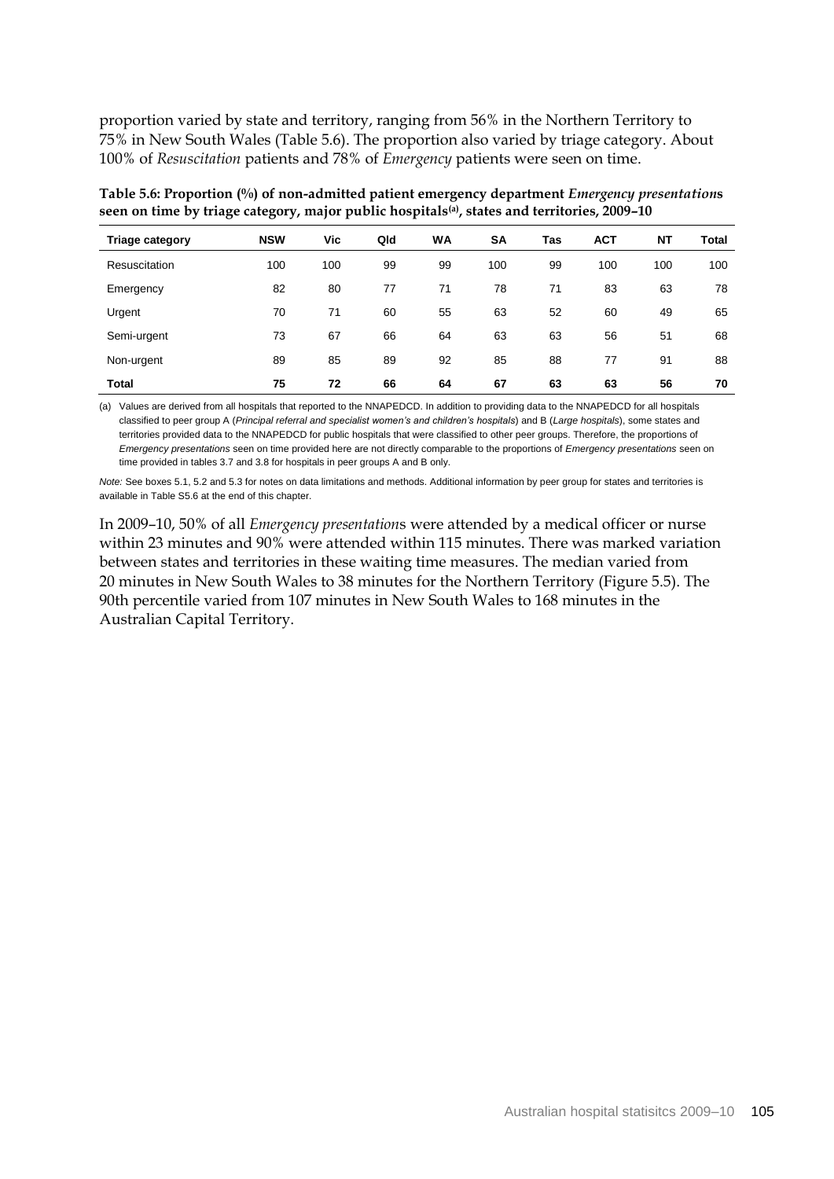proportion varied by state and territory, ranging from 56% in the Northern Territory to 75% in New South Wales (Table 5.6). The proportion also varied by triage category. About 100% of *Resuscitation* patients and 78% of *Emergency* patients were seen on time.

**Table 5.6: Proportion (%) of non-admitted patient emergency department *Emergency presentation*s seen on time by triage category, major public hospitals[(a)], states and territories, 2009–10**

| Triage category | NSW | Vic | Qld | WA | SA | Tas | ACT | NT | Total |
|---|---|---|---|---|---|---|---|---|---|
| Resuscitation | 100 | 100 | 99 | 99 | 100 | 99 | 100 | 100 | 100 |
| Emergency | 82 | 80 | 77 | 71 | 78 | 71 | 83 | 63 | 78 |
| Urgent | 70 | 71 | 60 | 55 | 63 | 52 | 60 | 49 | 65 |
| Semi-urgent | 73 | 67 | 66 | 64 | 63 | 63 | 56 | 51 | 68 |
| Non-urgent | 89 | 85 | 89 | 92 | 85 | 88 | 77 | 91 | 88 |
| **Total** | **75** | **72** | **66** | **64** | **67** | **63** | **63** | **56** | **70** |

(a) Values are derived from all hospitals that reported to the NNAPEDCD. In addition to providing data to the NNAPEDCD for all hospitals classified to peer group A (*Principal referral and specialist women's and children's hospitals*) and B (*Large hospitals*), some states and territories provided data to the NNAPEDCD for public hospitals that were classified to other peer groups. Therefore, the proportions of *Emergency presentations* seen on time provided here are not directly comparable to the proportions of *Emergency presentations* seen on time provided in tables 3.7 and 3.8 for hospitals in peer groups A and B only.

*Note:* See boxes 5.1, 5.2 and 5.3 for notes on data limitations and methods. Additional information by peer group for states and territories is available in Table S5.6 at the end of this chapter.

In 2009–10, 50% of all *Emergency presentation*s were attended by a medical officer or nurse within 23 minutes and 90% were attended within 115 minutes. There was marked variation between states and territories in these waiting time measures. The median varied from 20 minutes in New South Wales to 38 minutes for the Northern Territory (Figure 5.5). The 90th percentile varied from 107 minutes in New South Wales to 168 minutes in the Australian Capital Territory.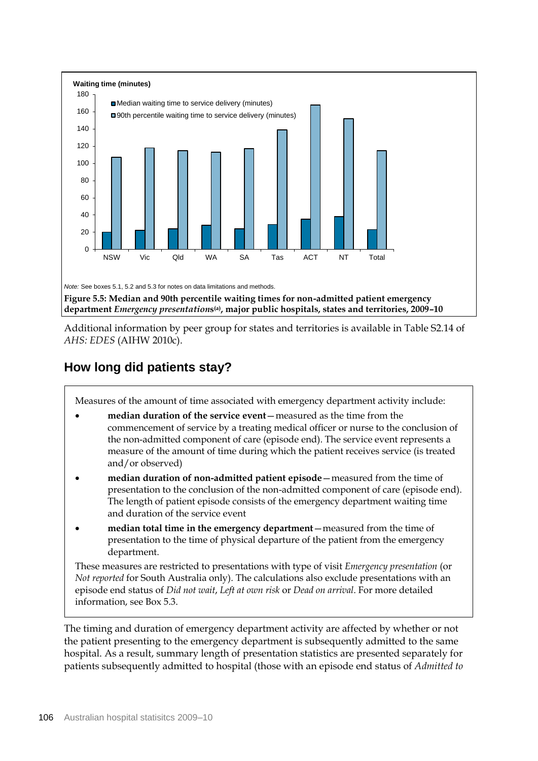Note: See boxes 5.1, 5.2 and 5.3 for notes on data limitations and methods.

**Figure 5.5: Median and 90th percentile waiting times for non-admitted patient emergency department *Emergency presentation*s[(a)], major public hospitals, states and territories, 2009–10**

Additional information by peer group for states and territories is available in Table S2.14 of *AHS: EDES* (AIHW 2010c).

## How long did patients stay?

Measures of the amount of time associated with emergency department activity include:

- **median duration of the service event**—measured as the time from the commencement of service by a treating medical officer or nurse to the conclusion of the non-admitted component of care (episode end). The service event represents a measure of the amount of time during which the patient receives service (is treated and/or observed)
- **median duration of non-admitted patient episode**—measured from the time of presentation to the conclusion of the non-admitted component of care (episode end). The length of patient episode consists of the emergency department waiting time and duration of the service event
- **median total time in the emergency department**—measured from the time of presentation to the time of physical departure of the patient from the emergency department.

These measures are restricted to presentations with type of visit *Emergency presentation* (or *Not reported* for South Australia only). The calculations also exclude presentations with an episode end status of *Did not wait*, *Left at own risk* or *Dead on arrival*. For more detailed information, see Box 5.3.

The timing and duration of emergency department activity are affected by whether or not the patient presenting to the emergency department is subsequently admitted to the same hospital. As a result, summary length of presentation statistics are presented separately for patients subsequently admitted to hospital (those with an episode end status of *Admitted to*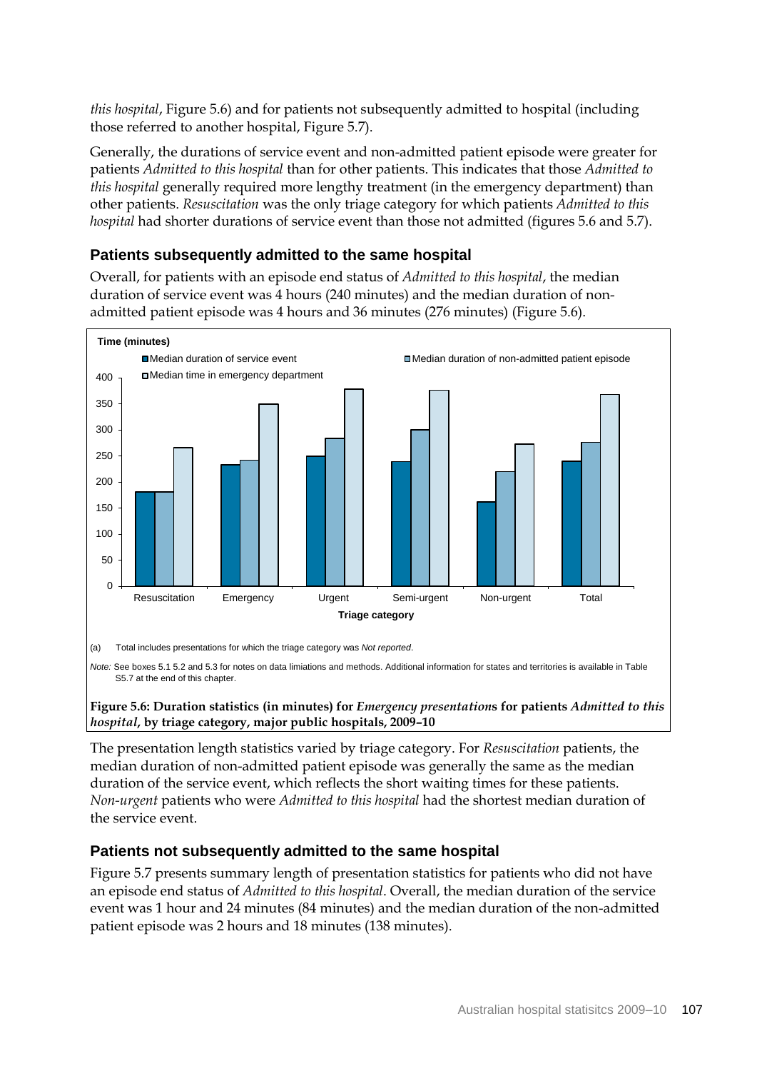*this hospital*, Figure 5.6) and for patients not subsequently admitted to hospital (including those referred to another hospital, Figure 5.7).

Generally, the durations of service event and non-admitted patient episode were greater for patients *Admitted to this hospital* than for other patients. This indicates that those *Admitted to this hospital* generally required more lengthy treatment (in the emergency department) than other patients. *Resuscitation* was the only triage category for which patients *Admitted to this hospital* had shorter durations of service event than those not admitted (figures 5.6 and 5.7).

### Patients subsequently admitted to the same hospital

Overall, for patients with an episode end status of *Admitted to this hospital*, the median duration of service event was 4 hours (240 minutes) and the median duration of non-admitted patient episode was 4 hours and 36 minutes (276 minutes) (Figure 5.6).

(a) Total includes presentations for which the triage category was *Not reported*.

*Note:* See boxes 5.1 5.2 and 5.3 for notes on data limiations and methods. Additional information for states and territories is available in Table S5.7 at the end of this chapter.

**Figure 5.6: Duration statistics (in minutes) for *Emergency presentation*s for patients *Admitted to this hospital*, by triage category, major public hospitals, 2009–10**

The presentation length statistics varied by triage category. For *Resuscitation* patients, the median duration of non-admitted patient episode was generally the same as the median duration of the service event, which reflects the short waiting times for these patients. *Non-urgent* patients who were *Admitted to this hospital* had the shortest median duration of the service event.

### Patients not subsequently admitted to the same hospital

Figure 5.7 presents summary length of presentation statistics for patients who did not have an episode end status of *Admitted to this hospital*. Overall, the median duration of the service event was 1 hour and 24 minutes (84 minutes) and the median duration of the non-admitted patient episode was 2 hours and 18 minutes (138 minutes).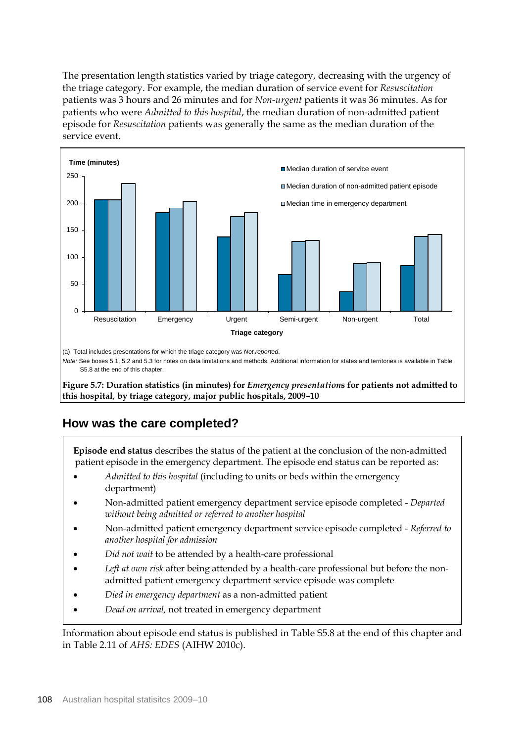The presentation length statistics varied by triage category, decreasing with the urgency of the triage category. For example, the median duration of service event for *Resuscitation* patients was 3 hours and 26 minutes and for *Non-urgent* patients it was 36 minutes. As for patients who were *Admitted to this hospital*, the median duration of non-admitted patient episode for *Resuscitation* patients was generally the same as the median duration of the service event.

(a) Total includes presentations for which the triage category was *Not reported*.

*Note:* See boxes 5.1, 5.2 and 5.3 for notes on data limitations and methods. Additional information for states and territories is available in Table S5.8 at the end of this chapter.

**Figure 5.7: Duration statistics (in minutes) for *Emergency presentation*s for patients not admitted to this hospital, by triage category, major public hospitals, 2009–10**

## How was the care completed?

**Episode end status** describes the status of the patient at the conclusion of the non-admitted patient episode in the emergency department. The episode end status can be reported as:

- *Admitted to this hospital* (including to units or beds within the emergency department)
- Non-admitted patient emergency department service episode completed - *Departed without being admitted or referred to another hospital*
- Non-admitted patient emergency department service episode completed - *Referred to another hospital for admission*
- *Did not wait* to be attended by a health-care professional
- *Left at own risk* after being attended by a health-care professional but before the non-admitted patient emergency department service episode was complete
- *Died in emergency department* as a non-admitted patient
- *Dead on arrival,* not treated in emergency department

Information about episode end status is published in Table S5.8 at the end of this chapter and in Table 2.11 of *AHS: EDES* (AIHW 2010c).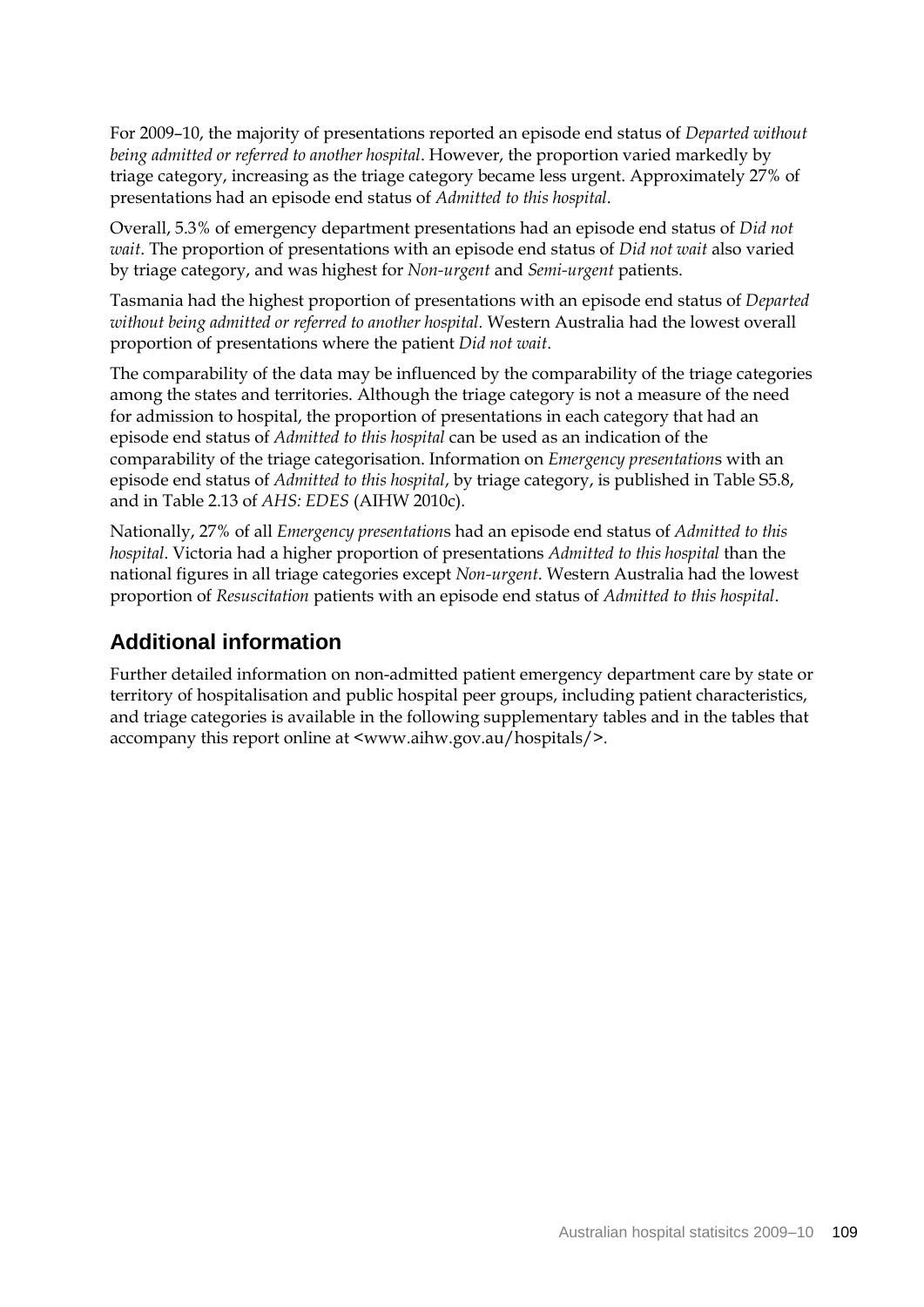For 2009–10, the majority of presentations reported an episode end status of *Departed without being admitted or referred to another hospital*. However, the proportion varied markedly by triage category, increasing as the triage category became less urgent. Approximately 27% of presentations had an episode end status of *Admitted to this hospital*.

Overall, 5.3% of emergency department presentations had an episode end status of *Did not wait*. The proportion of presentations with an episode end status of *Did not wait* also varied by triage category, and was highest for *Non-urgent* and *Semi-urgent* patients.

Tasmania had the highest proportion of presentations with an episode end status of *Departed without being admitted or referred to another hospital.* Western Australia had the lowest overall proportion of presentations where the patient *Did not wait*.

The comparability of the data may be influenced by the comparability of the triage categories among the states and territories. Although the triage category is not a measure of the need for admission to hospital, the proportion of presentations in each category that had an episode end status of *Admitted to this hospital* can be used as an indication of the comparability of the triage categorisation. Information on *Emergency presentation*s with an episode end status of *Admitted to this hospital*, by triage category, is published in Table S5.8, and in Table 2.13 of *AHS: EDES* (AIHW 2010c).

Nationally, 27% of all *Emergency presentation*s had an episode end status of *Admitted to this hospital*. Victoria had a higher proportion of presentations *Admitted to this hospital* than the national figures in all triage categories except *Non-urgent*. Western Australia had the lowest proportion of *Resuscitation* patients with an episode end status of *Admitted to this hospital*.

## Additional information

Further detailed information on non-admitted patient emergency department care by state or territory of hospitalisation and public hospital peer groups, including patient characteristics, and triage categories is available in the following supplementary tables and in the tables that accompany this report online at <www.aihw.gov.au/hospitals/>.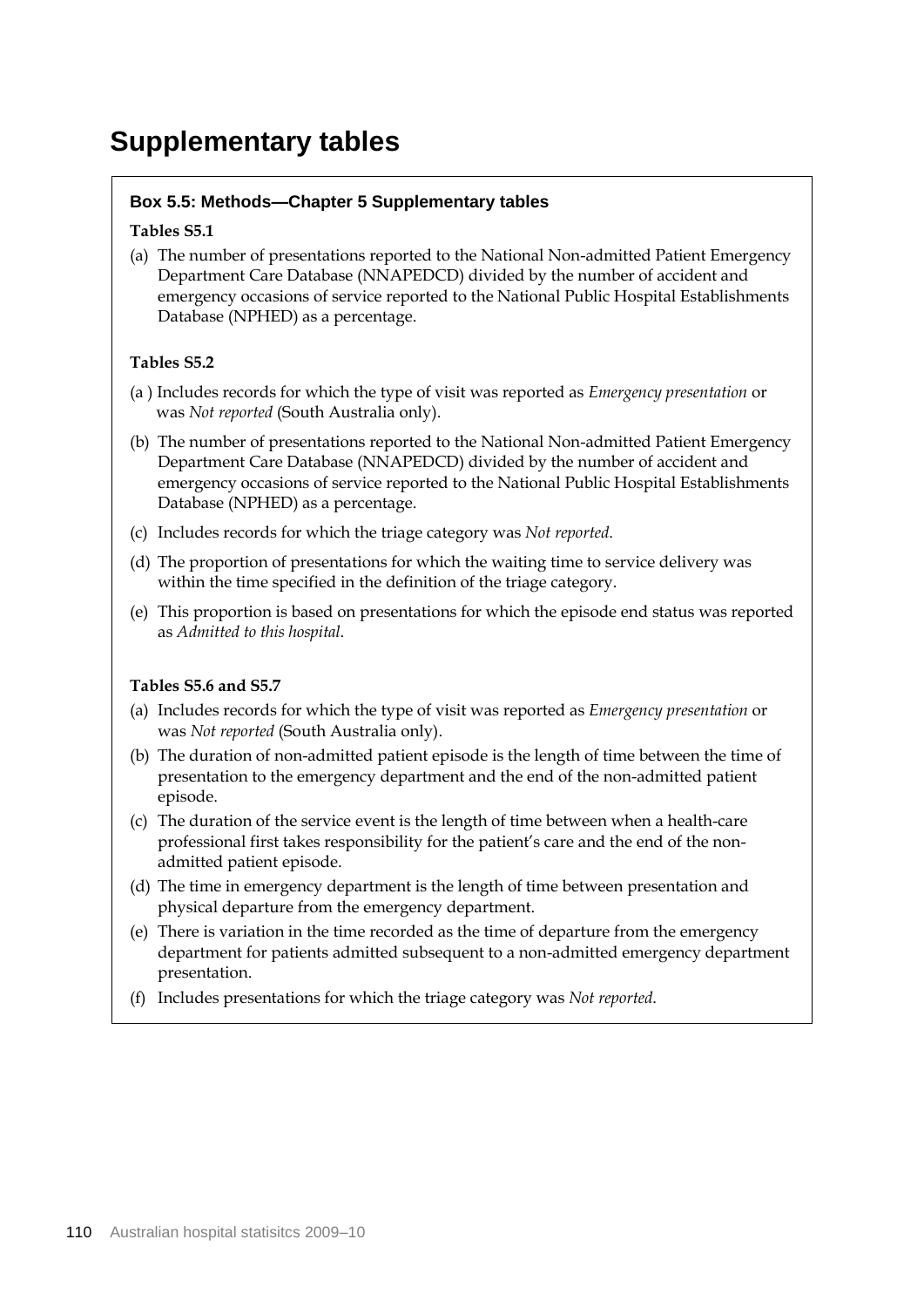# Supplementary tables

### Box 5.5: Methods—Chapter 5 Supplementary tables

**Tables S5.1**

(a) The number of presentations reported to the National Non-admitted Patient Emergency Department Care Database (NNAPEDCD) divided by the number of accident and emergency occasions of service reported to the National Public Hospital Establishments Database (NPHED) as a percentage.

**Tables S5.2**

(a ) Includes records for which the type of visit was reported as *Emergency presentation* or was *Not reported* (South Australia only).

(b) The number of presentations reported to the National Non-admitted Patient Emergency Department Care Database (NNAPEDCD) divided by the number of accident and emergency occasions of service reported to the National Public Hospital Establishments Database (NPHED) as a percentage.

(c) Includes records for which the triage category was *Not reported*.

(d) The proportion of presentations for which the waiting time to service delivery was within the time specified in the definition of the triage category.

(e) This proportion is based on presentations for which the episode end status was reported as *Admitted to this hospital*.

**Tables S5.6 and S5.7**

(a) Includes records for which the type of visit was reported as *Emergency presentation* or was *Not reported* (South Australia only).

(b) The duration of non-admitted patient episode is the length of time between the time of presentation to the emergency department and the end of the non-admitted patient episode.

(c) The duration of the service event is the length of time between when a health-care professional first takes responsibility for the patient's care and the end of the non-admitted patient episode.

(d) The time in emergency department is the length of time between presentation and physical departure from the emergency department.

(e) There is variation in the time recorded as the time of departure from the emergency department for patients admitted subsequent to a non-admitted emergency department presentation.

(f) Includes presentations for which the triage category was *Not reported*.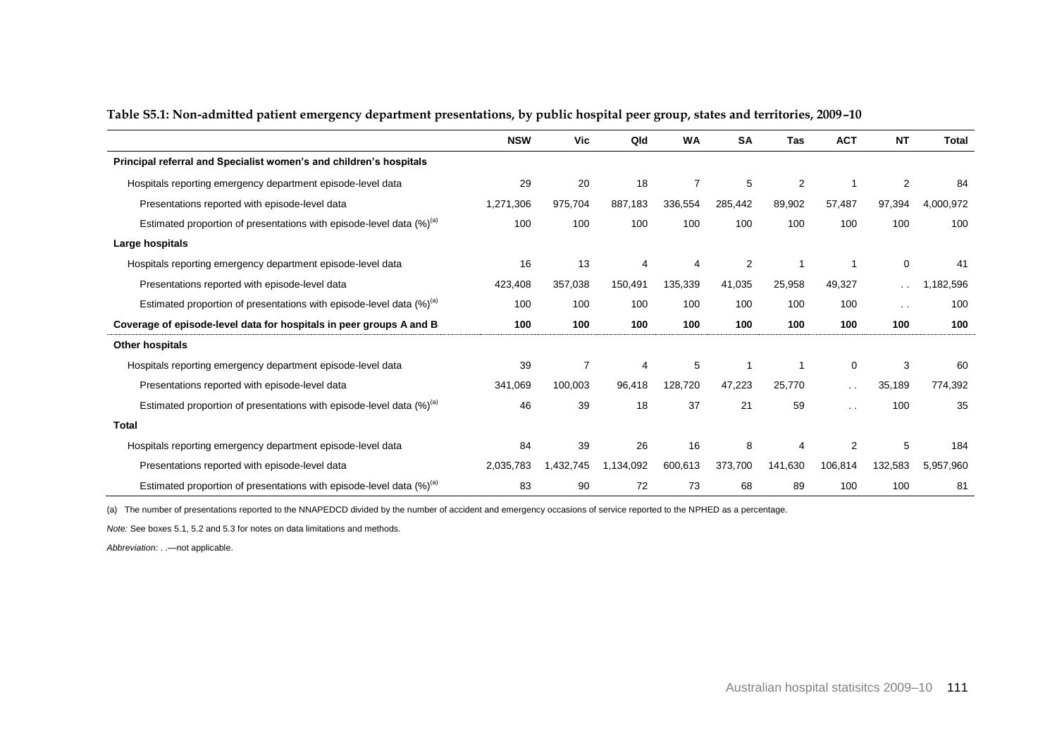**Table S5.1: Non-admitted patient emergency department presentations, by public hospital peer group, states and territories, 2009–10**

| | NSW | Vic | Qld | WA | SA | Tas | ACT | NT | Total |
|---|---|---|---|---|---|---|---|---|---|
| **Principal referral and Specialist women's and children's hospitals** | | | | | | | | | |
| Hospitals reporting emergency department episode-level data | 29 | 20 | 18 | 7 | 5 | 2 | 1 | 2 | 84 |
| Presentations reported with episode-level data | 1,271,306 | 975,704 | 887,183 | 336,554 | 285,442 | 89,902 | 57,487 | 97,394 | 4,000,972 |
| Estimated proportion of presentations with episode-level data (%)[(a)] | 100 | 100 | 100 | 100 | 100 | 100 | 100 | 100 | 100 |
| **Large hospitals** | | | | | | | | | |
| Hospitals reporting emergency department episode-level data | 16 | 13 | 4 | 4 | 2 | 1 | 1 | 0 | 41 |
| Presentations reported with episode-level data | 423,408 | 357,038 | 150,491 | 135,339 | 41,035 | 25,958 | 49,327 | . . | 1,182,596 |
| Estimated proportion of presentations with episode-level data (%)[(a)] | 100 | 100 | 100 | 100 | 100 | 100 | 100 | . . | 100 |
| **Coverage of episode-level data for hospitals in peer groups A and B** | **100** | **100** | **100** | **100** | **100** | **100** | **100** | **100** | **100** |
| **Other hospitals** | | | | | | | | | |
| Hospitals reporting emergency department episode-level data | 39 | 7 | 4 | 5 | 1 | 1 | 0 | 3 | 60 |
| Presentations reported with episode-level data | 341,069 | 100,003 | 96,418 | 128,720 | 47,223 | 25,770 | . . | 35,189 | 774,392 |
| Estimated proportion of presentations with episode-level data (%)[(a)] | 46 | 39 | 18 | 37 | 21 | 59 | . . | 100 | 35 |
| **Total** | | | | | | | | | |
| Hospitals reporting emergency department episode-level data | 84 | 39 | 26 | 16 | 8 | 4 | 2 | 5 | 184 |
| Presentations reported with episode-level data | 2,035,783 | 1,432,745 | 1,134,092 | 600,613 | 373,700 | 141,630 | 106,814 | 132,583 | 5,957,960 |
| Estimated proportion of presentations with episode-level data (%)[(a)] | 83 | 90 | 72 | 73 | 68 | 89 | 100 | 100 | 81 |

(a) The number of presentations reported to the NNAPEDCD divided by the number of accident and emergency occasions of service reported to the NPHED as a percentage.

*Note:* See boxes 5.1, 5.2 and 5.3 for notes on data limitations and methods.

*Abbreviation:* . .—not applicable.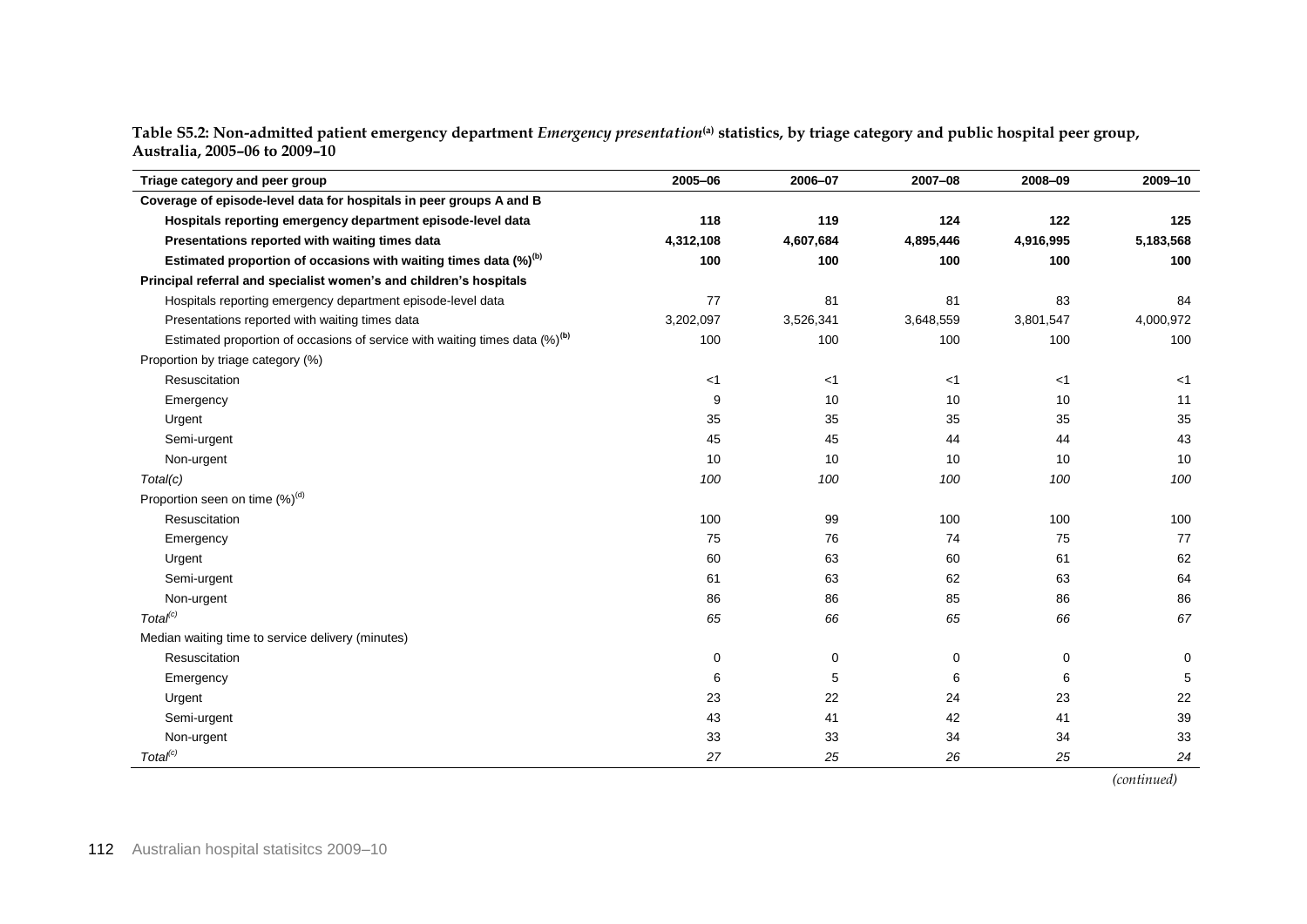**Table S5.2: Non-admitted patient emergency department *Emergency presentation*[(a)] statistics, by triage category and public hospital peer group, Australia, 2005–06 to 2009–10**

| Triage category and peer group | 2005–06 | 2006–07 | 2007–08 | 2008–09 | 2009–10 |
|---|---|---|---|---|---|
| **Coverage of episode-level data for hospitals in peer groups A and B** | | | | | |
| **Hospitals reporting emergency department episode-level data** | **118** | **119** | **124** | **122** | **125** |
| **Presentations reported with waiting times data** | **4,312,108** | **4,607,684** | **4,895,446** | **4,916,995** | **5,183,568** |
| **Estimated proportion of occasions with waiting times data (%)[(b)]** | **100** | **100** | **100** | **100** | **100** |
| **Principal referral and specialist women's and children's hospitals** | | | | | |
| Hospitals reporting emergency department episode-level data | 77 | 81 | 81 | 83 | 84 |
| Presentations reported with waiting times data | 3,202,097 | 3,526,341 | 3,648,559 | 3,801,547 | 4,000,972 |
| Estimated proportion of occasions of service with waiting times data (%)[(b)] | 100 | 100 | 100 | 100 | 100 |
| Proportion by triage category (%) | | | | | |
| Resuscitation | <1 | <1 | <1 | <1 | <1 |
| Emergency | 9 | 10 | 10 | 10 | 11 |
| Urgent | 35 | 35 | 35 | 35 | 35 |
| Semi-urgent | 45 | 45 | 44 | 44 | 43 |
| Non-urgent | 10 | 10 | 10 | 10 | 10 |
| *Total(c)* | *100* | *100* | *100* | *100* | *100* |
| Proportion seen on time (%)[(d)] | | | | | |
| Resuscitation | 100 | 99 | 100 | 100 | 100 |
| Emergency | 75 | 76 | 74 | 75 | 77 |
| Urgent | 60 | 63 | 60 | 61 | 62 |
| Semi-urgent | 61 | 63 | 62 | 63 | 64 |
| Non-urgent | 86 | 86 | 85 | 86 | 86 |
| *Total[(c)]* | *65* | *66* | *65* | *66* | *67* |
| Median waiting time to service delivery (minutes) | | | | | |
| Resuscitation | 0 | 0 | 0 | 0 | 0 |
| Emergency | 6 | 5 | 6 | 6 | 5 |
| Urgent | 23 | 22 | 24 | 23 | 22 |
| Semi-urgent | 43 | 41 | 42 | 41 | 39 |
| Non-urgent | 33 | 33 | 34 | 34 | 33 |
| *Total[(c)]* | *27* | *25* | *26* | *25* | *24* |

*(continued)*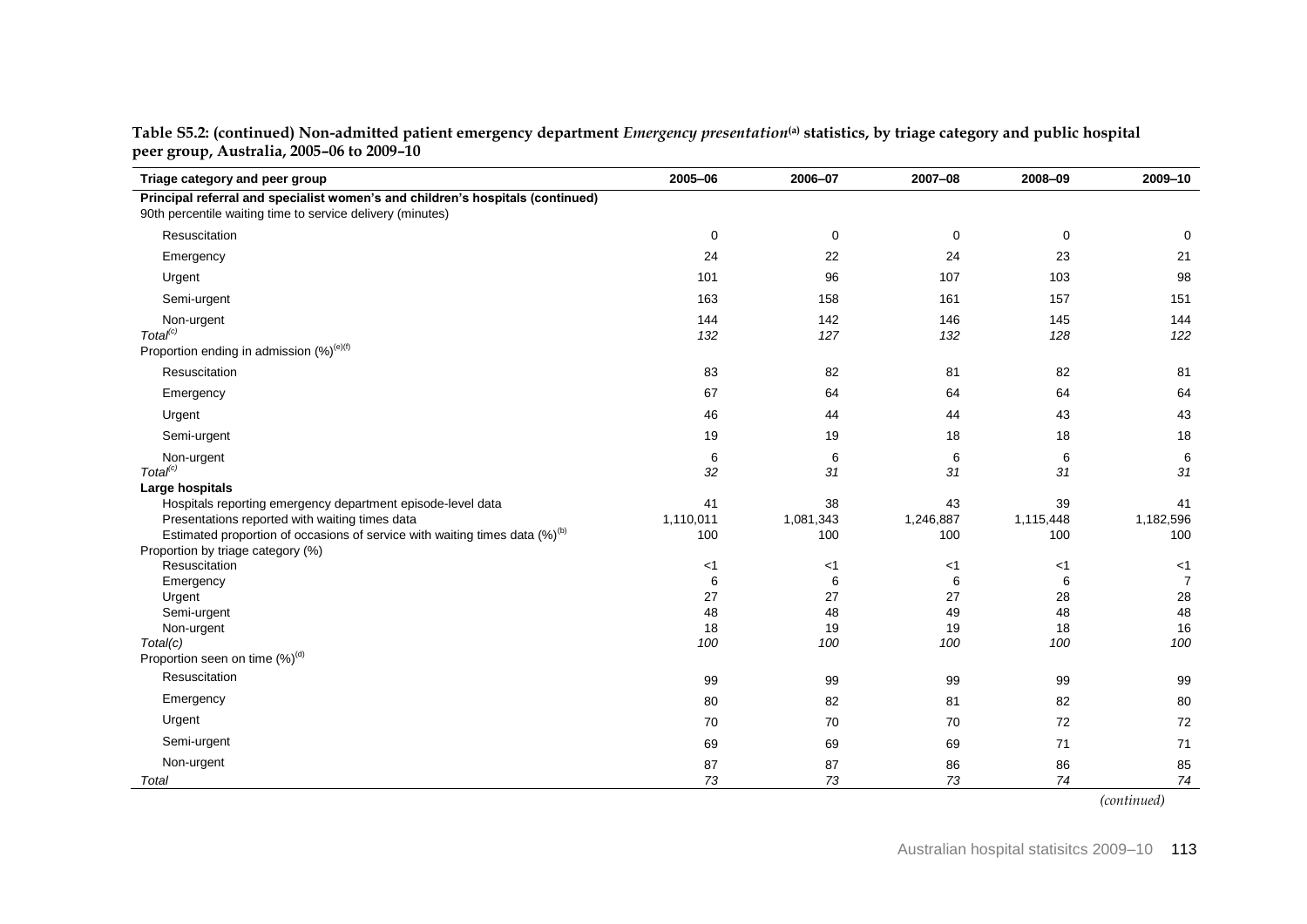**Table S5.2: (continued) Non-admitted patient emergency department *Emergency presentation*[(a)] statistics, by triage category and public hospital peer group, Australia, 2005–06 to 2009–10**

| Triage category and peer group | 2005–06 | 2006–07 | 2007–08 | 2008–09 | 2009–10 |
|---|---|---|---|---|---|
| **Principal referral and specialist women's and children's hospitals (continued)** | | | | | |
| 90th percentile waiting time to service delivery (minutes) | | | | | |
| Resuscitation | 0 | 0 | 0 | 0 | 0 |
| Emergency | 24 | 22 | 24 | 23 | 21 |
| Urgent | 101 | 96 | 107 | 103 | 98 |
| Semi-urgent | 163 | 158 | 161 | 157 | 151 |
| Non-urgent | 144 | 142 | 146 | 145 | 144 |
| *Total*[(c)] | *132* | *127* | *132* | *128* | *122* |
| Proportion ending in admission (%)[(e)(f)] | | | | | |
| Resuscitation | 83 | 82 | 81 | 82 | 81 |
| Emergency | 67 | 64 | 64 | 64 | 64 |
| Urgent | 46 | 44 | 44 | 43 | 43 |
| Semi-urgent | 19 | 19 | 18 | 18 | 18 |
| Non-urgent | 6 | 6 | 6 | 6 | 6 |
| *Total*[(c)] | *32* | *31* | *31* | *31* | *31* |
| **Large hospitals** | | | | | |
| Hospitals reporting emergency department episode-level data | 41 | 38 | 43 | 39 | 41 |
| Presentations reported with waiting times data | 1,110,011 | 1,081,343 | 1,246,887 | 1,115,448 | 1,182,596 |
| Estimated proportion of occasions of service with waiting times data (%)[(b)] | 100 | 100 | 100 | 100 | 100 |
| Proportion by triage category (%) | | | | | |
| Resuscitation | <1 | <1 | <1 | <1 | <1 |
| Emergency | 6 | 6 | 6 | 6 | 7 |
| Urgent | 27 | 27 | 27 | 28 | 28 |
| Semi-urgent | 48 | 48 | 49 | 48 | 48 |
| Non-urgent | 18 | 19 | 19 | 18 | 16 |
| *Total(c)* | *100* | *100* | *100* | *100* | *100* |
| Proportion seen on time (%)[(d)] | | | | | |
| Resuscitation | 99 | 99 | 99 | 99 | 99 |
| Emergency | 80 | 82 | 81 | 82 | 80 |
| Urgent | 70 | 70 | 70 | 72 | 72 |
| Semi-urgent | 69 | 69 | 69 | 71 | 71 |
| Non-urgent | 87 | 87 | 86 | 86 | 85 |
| *Total* | *73* | *73* | *73* | *74* | *74* |

*(continued)*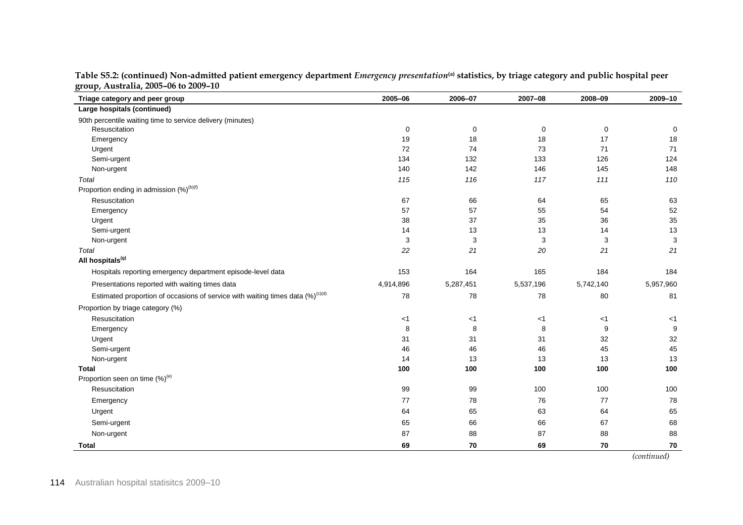**Table S5.2: (continued) Non-admitted patient emergency department *Emergency presentation*[(a)] statistics, by triage category and public hospital peer group, Australia, 2005–06 to 2009–10**

| Triage category and peer group | 2005–06 | 2006–07 | 2007–08 | 2008–09 | 2009–10 |
|---|---|---|---|---|---|
| **Large hospitals (continued)** | | | | | |
| 90th percentile waiting time to service delivery (minutes) | | | | | |
| Resuscitation | 0 | 0 | 0 | 0 | 0 |
| Emergency | 19 | 18 | 18 | 17 | 18 |
| Urgent | 72 | 74 | 73 | 71 | 71 |
| Semi-urgent | 134 | 132 | 133 | 126 | 124 |
| Non-urgent | 140 | 142 | 146 | 145 | 148 |
| *Total* | *115* | *116* | *117* | *111* | *110* |
| Proportion ending in admission (%)[(b)(f)] | | | | | |
| Resuscitation | 67 | 66 | 64 | 65 | 63 |
| Emergency | 57 | 57 | 55 | 54 | 52 |
| Urgent | 38 | 37 | 35 | 36 | 35 |
| Semi-urgent | 14 | 13 | 13 | 14 | 13 |
| Non-urgent | 3 | 3 | 3 | 3 | 3 |
| *Total* | *22* | *21* | *20* | *21* | *21* |
| **All hospitals[(g)]** | | | | | |
| Hospitals reporting emergency department episode-level data | 153 | 164 | 165 | 184 | 184 |
| Presentations reported with waiting times data | 4,914,896 | 5,287,451 | 5,537,196 | 5,742,140 | 5,957,960 |
| Estimated proportion of occasions of service with waiting times data (%)[(c)(d)] | 78 | 78 | 78 | 80 | 81 |
| Proportion by triage category (%) | | | | | |
| Resuscitation | <1 | <1 | <1 | <1 | <1 |
| Emergency | 8 | 8 | 8 | 9 | 9 |
| Urgent | 31 | 31 | 31 | 32 | 32 |
| Semi-urgent | 46 | 46 | 46 | 45 | 45 |
| Non-urgent | 14 | 13 | 13 | 13 | 13 |
| **Total** | **100** | **100** | **100** | **100** | **100** |
| Proportion seen on time (%)[(e)] | | | | | |
| Resuscitation | 99 | 99 | 100 | 100 | 100 |
| Emergency | 77 | 78 | 76 | 77 | 78 |
| Urgent | 64 | 65 | 63 | 64 | 65 |
| Semi-urgent | 65 | 66 | 66 | 67 | 68 |
| Non-urgent | 87 | 88 | 87 | 88 | 88 |
| **Total** | **69** | **70** | **69** | **70** | **70** |

*(continued)*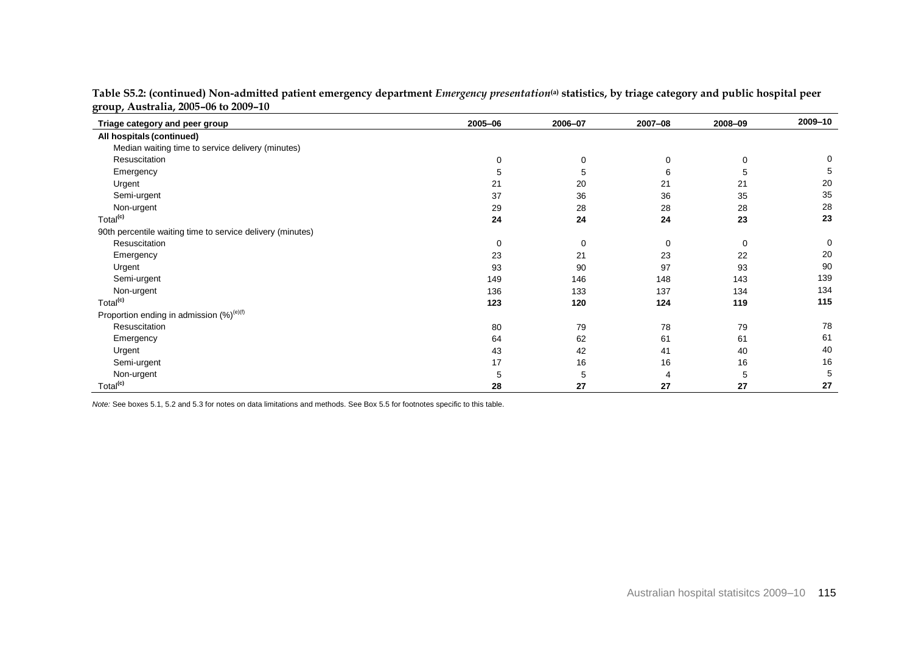**Table S5.2: (continued) Non-admitted patient emergency department *Emergency presentation*[(a)] statistics, by triage category and public hospital peer group, Australia, 2005–06 to 2009–10**

| Triage category and peer group | 2005–06 | 2006–07 | 2007–08 | 2008–09 | 2009–10 |
|---|---|---|---|---|---|
| **All hospitals (continued)** | | | | | |
| Median waiting time to service delivery (minutes) | | | | | |
| Resuscitation | 0 | 0 | 0 | 0 | 0 |
| Emergency | 5 | 5 | 6 | 5 | 5 |
| Urgent | 21 | 20 | 21 | 21 | 20 |
| Semi-urgent | 37 | 36 | 36 | 35 | 35 |
| Non-urgent | 29 | 28 | 28 | 28 | 28 |
| Total[(c)] | **24** | **24** | **24** | **23** | **23** |
| 90th percentile waiting time to service delivery (minutes) | | | | | |
| Resuscitation | 0 | 0 | 0 | 0 | 0 |
| Emergency | 23 | 21 | 23 | 22 | 20 |
| Urgent | 93 | 90 | 97 | 93 | 90 |
| Semi-urgent | 149 | 146 | 148 | 143 | 139 |
| Non-urgent | 136 | 133 | 137 | 134 | 134 |
| Total[(c)] | **123** | **120** | **124** | **119** | **115** |
| Proportion ending in admission (%)[(e)(f)] | | | | | |
| Resuscitation | 80 | 79 | 78 | 79 | 78 |
| Emergency | 64 | 62 | 61 | 61 | 61 |
| Urgent | 43 | 42 | 41 | 40 | 40 |
| Semi-urgent | 17 | 16 | 16 | 16 | 16 |
| Non-urgent | 5 | 5 | 4 | 5 | 5 |
| Total[(c)] | **28** | **27** | **27** | **27** | **27** |

*Note:* See boxes 5.1, 5.2 and 5.3 for notes on data limitations and methods. See Box 5.5 for footnotes specific to this table.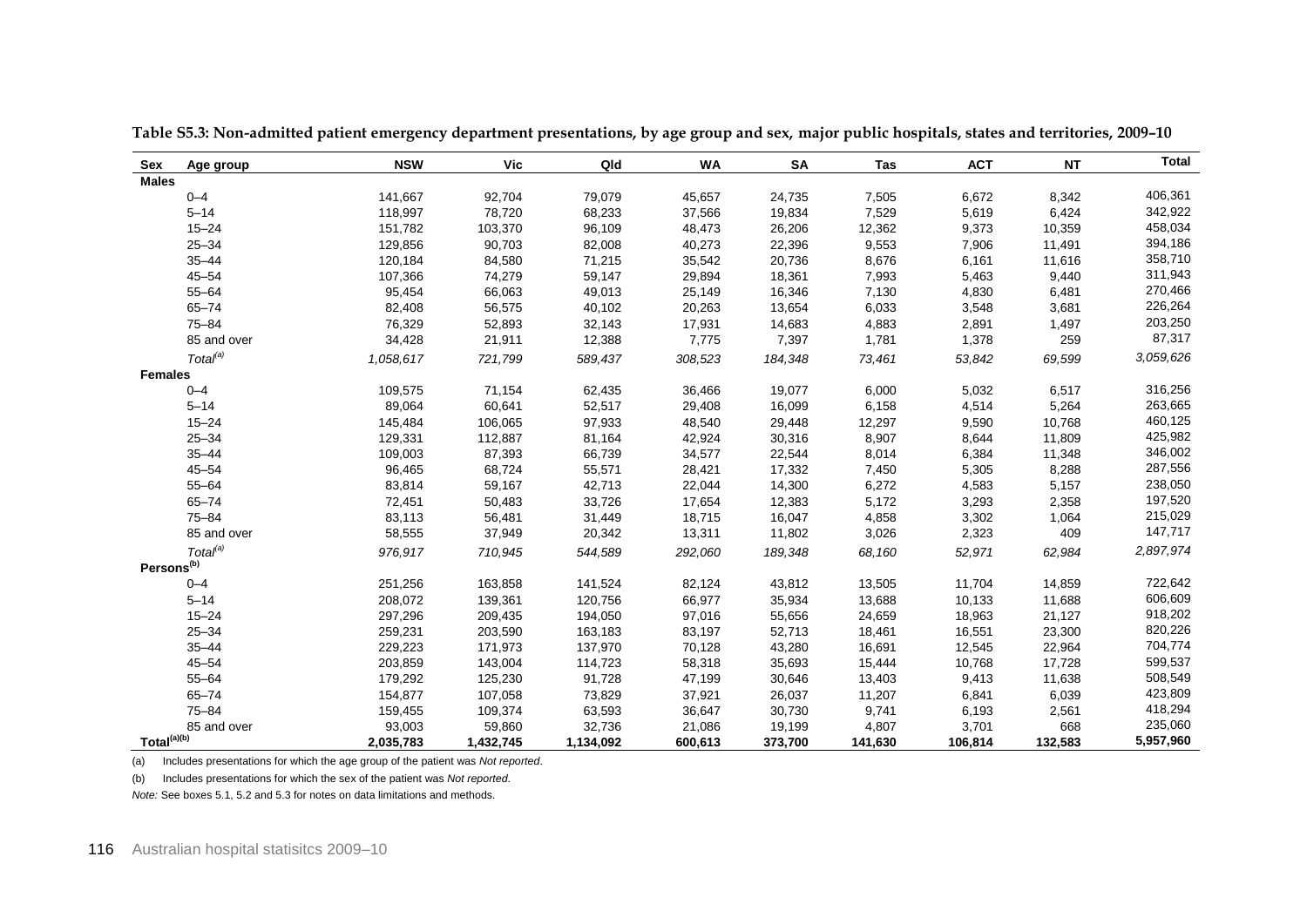**Table S5.3: Non-admitted patient emergency department presentations, by age group and sex, major public hospitals, states and territories, 2009–10**

| Sex | Age group | NSW | Vic | Qld | WA | SA | Tas | ACT | NT | Total |
|---|---|---|---|---|---|---|---|---|---|---|
| **Males** | | | | | | | | | | |
| | 0–4 | 141,667 | 92,704 | 79,079 | 45,657 | 24,735 | 7,505 | 6,672 | 8,342 | 406,361 |
| | 5–14 | 118,997 | 78,720 | 68,233 | 37,566 | 19,834 | 7,529 | 5,619 | 6,424 | 342,922 |
| | 15–24 | 151,782 | 103,370 | 96,109 | 48,473 | 26,206 | 12,362 | 9,373 | 10,359 | 458,034 |
| | 25–34 | 129,856 | 90,703 | 82,008 | 40,273 | 22,396 | 9,553 | 7,906 | 11,491 | 394,186 |
| | 35–44 | 120,184 | 84,580 | 71,215 | 35,542 | 20,736 | 8,676 | 6,161 | 11,616 | 358,710 |
| | 45–54 | 107,366 | 74,279 | 59,147 | 29,894 | 18,361 | 7,993 | 5,463 | 9,440 | 311,943 |
| | 55–64 | 95,454 | 66,063 | 49,013 | 25,149 | 16,346 | 7,130 | 4,830 | 6,481 | 270,466 |
| | 65–74 | 82,408 | 56,575 | 40,102 | 20,263 | 13,654 | 6,033 | 3,548 | 3,681 | 226,264 |
| | 75–84 | 76,329 | 52,893 | 32,143 | 17,931 | 14,683 | 4,883 | 2,891 | 1,497 | 203,250 |
| | 85 and over | 34,428 | 21,911 | 12,388 | 7,775 | 7,397 | 1,781 | 1,378 | 259 | 87,317 |
| | *Total[(a)]* | *1,058,617* | *721,799* | *589,437* | *308,523* | *184,348* | *73,461* | *53,842* | *69,599* | *3,059,626* |
| **Females** | | | | | | | | | | |
| | 0–4 | 109,575 | 71,154 | 62,435 | 36,466 | 19,077 | 6,000 | 5,032 | 6,517 | 316,256 |
| | 5–14 | 89,064 | 60,641 | 52,517 | 29,408 | 16,099 | 6,158 | 4,514 | 5,264 | 263,665 |
| | 15–24 | 145,484 | 106,065 | 97,933 | 48,540 | 29,448 | 12,297 | 9,590 | 10,768 | 460,125 |
| | 25–34 | 129,331 | 112,887 | 81,164 | 42,924 | 30,316 | 8,907 | 8,644 | 11,809 | 425,982 |
| | 35–44 | 109,003 | 87,393 | 66,739 | 34,577 | 22,544 | 8,014 | 6,384 | 11,348 | 346,002 |
| | 45–54 | 96,465 | 68,724 | 55,571 | 28,421 | 17,332 | 7,450 | 5,305 | 8,288 | 287,556 |
| | 55–64 | 83,814 | 59,167 | 42,713 | 22,044 | 14,300 | 6,272 | 4,583 | 5,157 | 238,050 |
| | 65–74 | 72,451 | 50,483 | 33,726 | 17,654 | 12,383 | 5,172 | 3,293 | 2,358 | 197,520 |
| | 75–84 | 83,113 | 56,481 | 31,449 | 18,715 | 16,047 | 4,858 | 3,302 | 1,064 | 215,029 |
| | 85 and over | 58,555 | 37,949 | 20,342 | 13,311 | 11,802 | 3,026 | 2,323 | 409 | 147,717 |
| | *Total[(a)]* | *976,917* | *710,945* | *544,589* | *292,060* | *189,348* | *68,160* | *52,971* | *62,984* | *2,897,974* |
| **Persons[(b)]** | | | | | | | | | | |
| | 0–4 | 251,256 | 163,858 | 141,524 | 82,124 | 43,812 | 13,505 | 11,704 | 14,859 | 722,642 |
| | 5–14 | 208,072 | 139,361 | 120,756 | 66,977 | 35,934 | 13,688 | 10,133 | 11,688 | 606,609 |
| | 15–24 | 297,296 | 209,435 | 194,050 | 97,016 | 55,656 | 24,659 | 18,963 | 21,127 | 918,202 |
| | 25–34 | 259,231 | 203,590 | 163,183 | 83,197 | 52,713 | 18,461 | 16,551 | 23,300 | 820,226 |
| | 35–44 | 229,223 | 171,973 | 137,970 | 70,128 | 43,280 | 16,691 | 12,545 | 22,964 | 704,774 |
| | 45–54 | 203,859 | 143,004 | 114,723 | 58,318 | 35,693 | 15,444 | 10,768 | 17,728 | 599,537 |
| | 55–64 | 179,292 | 125,230 | 91,728 | 47,199 | 30,646 | 13,403 | 9,413 | 11,638 | 508,549 |
| | 65–74 | 154,877 | 107,058 | 73,829 | 37,921 | 26,037 | 11,207 | 6,841 | 6,039 | 423,809 |
| | 75–84 | 159,455 | 109,374 | 63,593 | 36,647 | 30,730 | 9,741 | 6,193 | 2,561 | 418,294 |
| | 85 and over | 93,003 | 59,860 | 32,736 | 21,086 | 19,199 | 4,807 | 3,701 | 668 | 235,060 |
| **Total[(a)(b)]** | | **2,035,783** | **1,432,745** | **1,134,092** | **600,613** | **373,700** | **141,630** | **106,814** | **132,583** | **5,957,960** |

(a) Includes presentations for which the age group of the patient was *Not reported*.

(b) Includes presentations for which the sex of the patient was *Not reported*.

*Note:* See boxes 5.1, 5.2 and 5.3 for notes on data limitations and methods.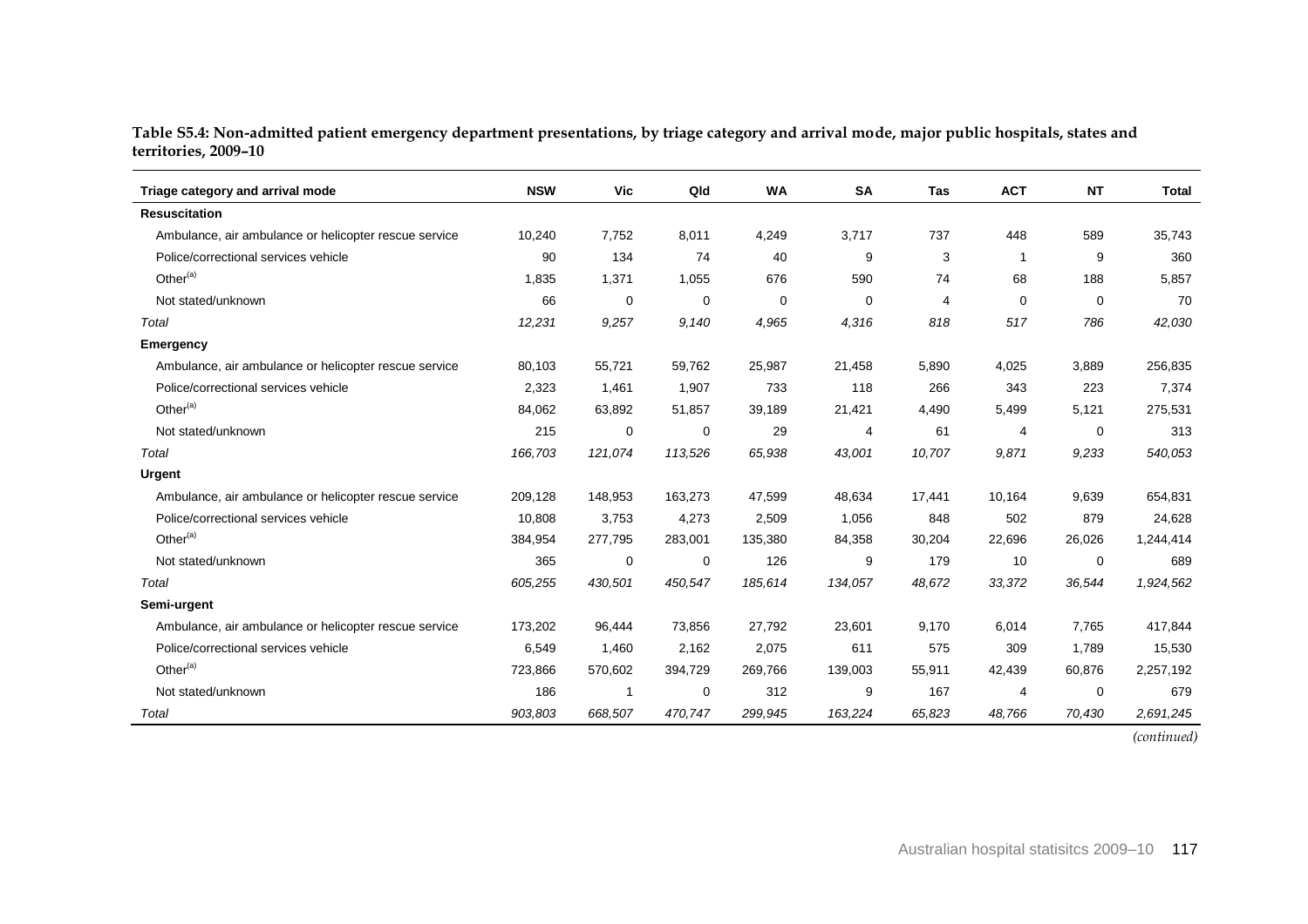**Table S5.4: Non-admitted patient emergency department presentations, by triage category and arrival mode, major public hospitals, states and territories, 2009–10**

| Triage category and arrival mode | NSW | Vic | Qld | WA | SA | Tas | ACT | NT | Total |
|---|---|---|---|---|---|---|---|---|---|
| **Resuscitation** | | | | | | | | | |
| Ambulance, air ambulance or helicopter rescue service | 10,240 | 7,752 | 8,011 | 4,249 | 3,717 | 737 | 448 | 589 | 35,743 |
| Police/correctional services vehicle | 90 | 134 | 74 | 40 | 9 | 3 | 1 | 9 | 360 |
| Other[(a)] | 1,835 | 1,371 | 1,055 | 676 | 590 | 74 | 68 | 188 | 5,857 |
| Not stated/unknown | 66 | 0 | 0 | 0 | 0 | 4 | 0 | 0 | 70 |
| *Total* | *12,231* | *9,257* | *9,140* | *4,965* | *4,316* | *818* | *517* | *786* | *42,030* |
| **Emergency** | | | | | | | | | |
| Ambulance, air ambulance or helicopter rescue service | 80,103 | 55,721 | 59,762 | 25,987 | 21,458 | 5,890 | 4,025 | 3,889 | 256,835 |
| Police/correctional services vehicle | 2,323 | 1,461 | 1,907 | 733 | 118 | 266 | 343 | 223 | 7,374 |
| Other[(a)] | 84,062 | 63,892 | 51,857 | 39,189 | 21,421 | 4,490 | 5,499 | 5,121 | 275,531 |
| Not stated/unknown | 215 | 0 | 0 | 29 | 4 | 61 | 4 | 0 | 313 |
| *Total* | *166,703* | *121,074* | *113,526* | *65,938* | *43,001* | *10,707* | *9,871* | *9,233* | *540,053* |
| **Urgent** | | | | | | | | | |
| Ambulance, air ambulance or helicopter rescue service | 209,128 | 148,953 | 163,273 | 47,599 | 48,634 | 17,441 | 10,164 | 9,639 | 654,831 |
| Police/correctional services vehicle | 10,808 | 3,753 | 4,273 | 2,509 | 1,056 | 848 | 502 | 879 | 24,628 |
| Other[(a)] | 384,954 | 277,795 | 283,001 | 135,380 | 84,358 | 30,204 | 22,696 | 26,026 | 1,244,414 |
| Not stated/unknown | 365 | 0 | 0 | 126 | 9 | 179 | 10 | 0 | 689 |
| *Total* | *605,255* | *430,501* | *450,547* | *185,614* | *134,057* | *48,672* | *33,372* | *36,544* | *1,924,562* |
| **Semi-urgent** | | | | | | | | | |
| Ambulance, air ambulance or helicopter rescue service | 173,202 | 96,444 | 73,856 | 27,792 | 23,601 | 9,170 | 6,014 | 7,765 | 417,844 |
| Police/correctional services vehicle | 6,549 | 1,460 | 2,162 | 2,075 | 611 | 575 | 309 | 1,789 | 15,530 |
| Other[(a)] | 723,866 | 570,602 | 394,729 | 269,766 | 139,003 | 55,911 | 42,439 | 60,876 | 2,257,192 |
| Not stated/unknown | 186 | 1 | 0 | 312 | 9 | 167 | 4 | 0 | 679 |
| *Total* | *903,803* | *668,507* | *470,747* | *299,945* | *163,224* | *65,823* | *48,766* | *70,430* | *2,691,245* |

*(continued)*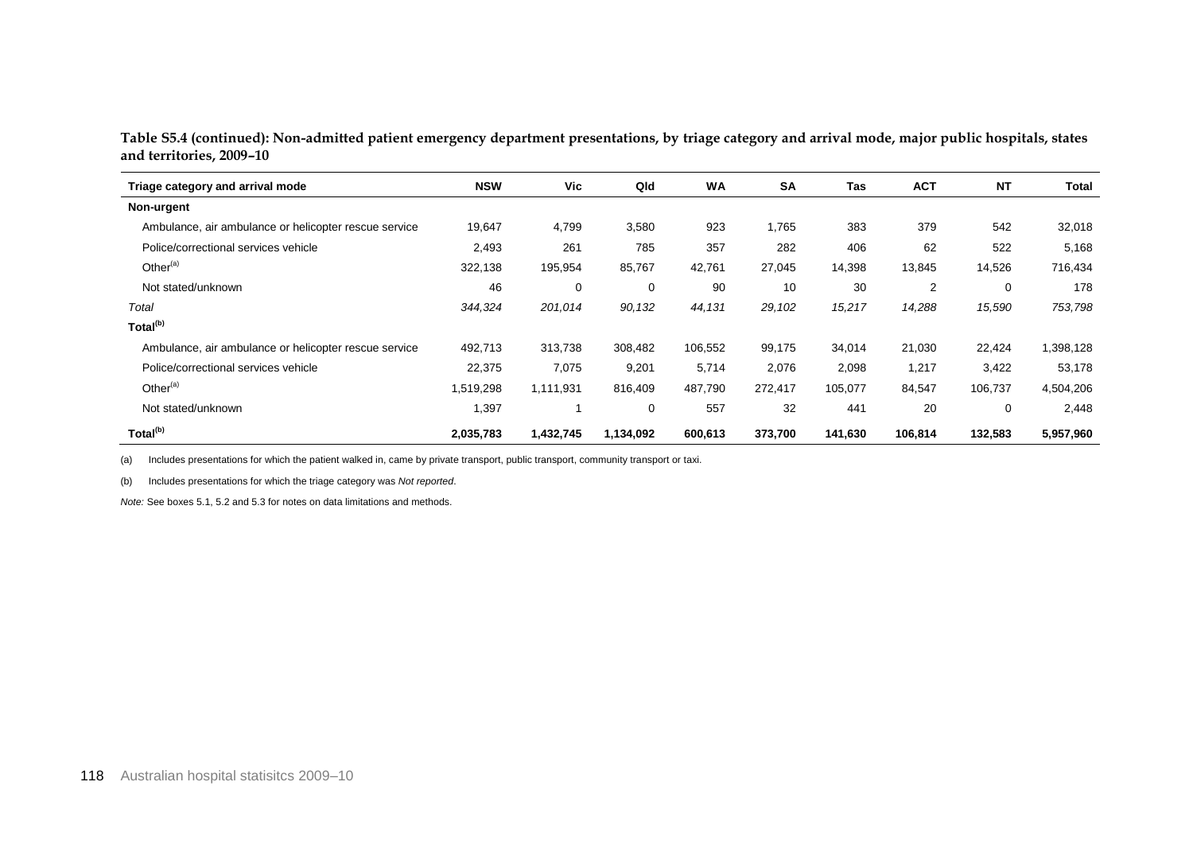**Table S5.4 (continued): Non-admitted patient emergency department presentations, by triage category and arrival mode, major public hospitals, states and territories, 2009–10**

| Triage category and arrival mode | NSW | Vic | Qld | WA | SA | Tas | ACT | NT | Total |
|---|---|---|---|---|---|---|---|---|---|
| **Non-urgent** | | | | | | | | | |
| Ambulance, air ambulance or helicopter rescue service | 19,647 | 4,799 | 3,580 | 923 | 1,765 | 383 | 379 | 542 | 32,018 |
| Police/correctional services vehicle | 2,493 | 261 | 785 | 357 | 282 | 406 | 62 | 522 | 5,168 |
| Other[(a)] | 322,138 | 195,954 | 85,767 | 42,761 | 27,045 | 14,398 | 13,845 | 14,526 | 716,434 |
| Not stated/unknown | 46 | 0 | 0 | 90 | 10 | 30 | 2 | 0 | 178 |
| *Total* | *344,324* | *201,014* | *90,132* | *44,131* | *29,102* | *15,217* | *14,288* | *15,590* | *753,798* |
| **Total[(b)]** | | | | | | | | | |
| Ambulance, air ambulance or helicopter rescue service | 492,713 | 313,738 | 308,482 | 106,552 | 99,175 | 34,014 | 21,030 | 22,424 | 1,398,128 |
| Police/correctional services vehicle | 22,375 | 7,075 | 9,201 | 5,714 | 2,076 | 2,098 | 1,217 | 3,422 | 53,178 |
| Other[(a)] | 1,519,298 | 1,111,931 | 816,409 | 487,790 | 272,417 | 105,077 | 84,547 | 106,737 | 4,504,206 |
| Not stated/unknown | 1,397 | 1 | 0 | 557 | 32 | 441 | 20 | 0 | 2,448 |
| **Total[(b)]** | **2,035,783** | **1,432,745** | **1,134,092** | **600,613** | **373,700** | **141,630** | **106,814** | **132,583** | **5,957,960** |

(a) Includes presentations for which the patient walked in, came by private transport, public transport, community transport or taxi.

(b) Includes presentations for which the triage category was *Not reported*.

*Note:* See boxes 5.1, 5.2 and 5.3 for notes on data limitations and methods.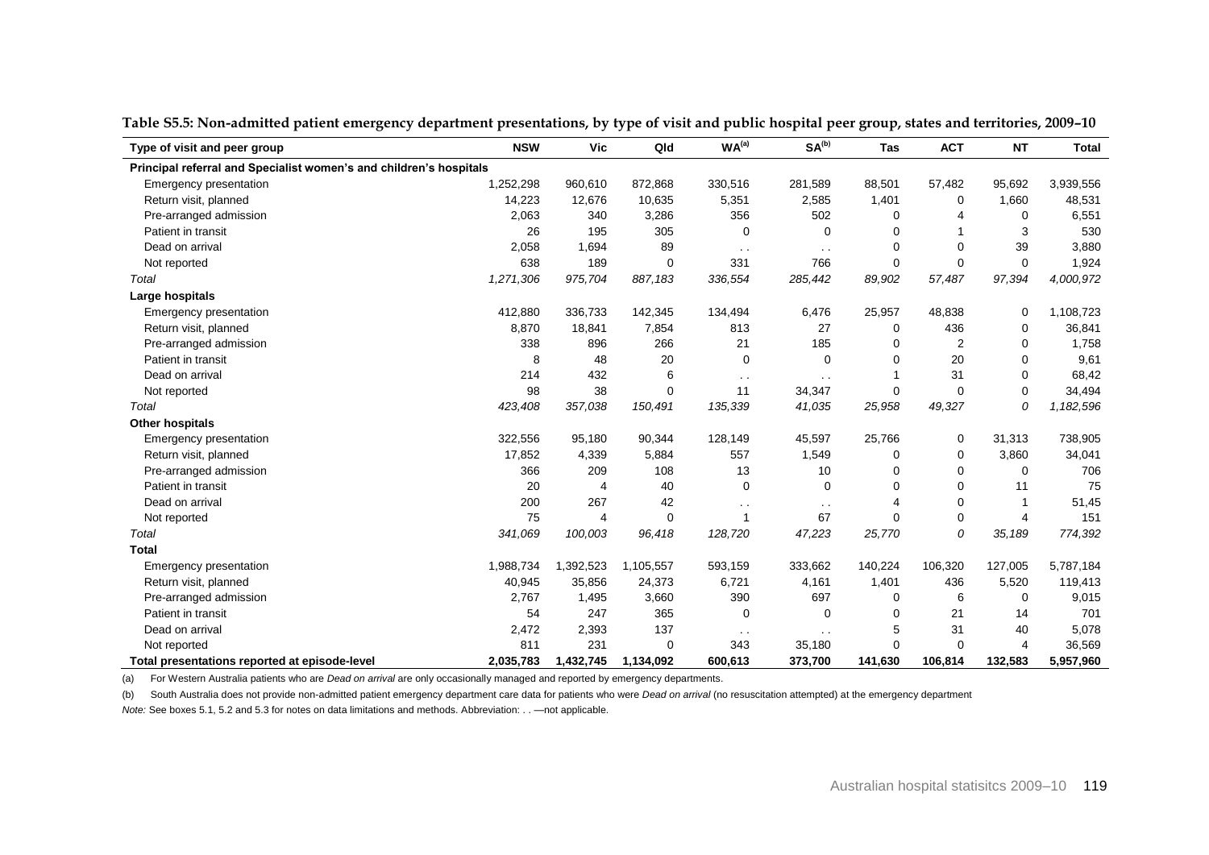**Table S5.5: Non-admitted patient emergency department presentations, by type of visit and public hospital peer group, states and territories, 2009–10**

| Type of visit and peer group | NSW | Vic | Qld | WA[(a)] | SA[(b)] | Tas | ACT | NT | Total |
|---|---|---|---|---|---|---|---|---|---|
| **Principal referral and Specialist women's and children's hospitals** | | | | | | | | | |
| Emergency presentation | 1,252,298 | 960,610 | 872,868 | 330,516 | 281,589 | 88,501 | 57,482 | 95,692 | 3,939,556 |
| Return visit, planned | 14,223 | 12,676 | 10,635 | 5,351 | 2,585 | 1,401 | 0 | 1,660 | 48,531 |
| Pre-arranged admission | 2,063 | 340 | 3,286 | 356 | 502 | 0 | 4 | 0 | 6,551 |
| Patient in transit | 26 | 195 | 305 | 0 | 0 | 0 | 1 | 3 | 530 |
| Dead on arrival | 2,058 | 1,694 | 89 | . . | . . | 0 | 0 | 39 | 3,880 |
| Not reported | 638 | 189 | 0 | 331 | 766 | 0 | 0 | 0 | 1,924 |
| *Total* | *1,271,306* | *975,704* | *887,183* | *336,554* | *285,442* | *89,902* | *57,487* | *97,394* | *4,000,972* |
| **Large hospitals** | | | | | | | | | |
| Emergency presentation | 412,880 | 336,733 | 142,345 | 134,494 | 6,476 | 25,957 | 48,838 | 0 | 1,108,723 |
| Return visit, planned | 8,870 | 18,841 | 7,854 | 813 | 27 | 0 | 436 | 0 | 36,841 |
| Pre-arranged admission | 338 | 896 | 266 | 21 | 185 | 0 | 2 | 0 | 1,758 |
| Patient in transit | 8 | 48 | 20 | 0 | 0 | 0 | 20 | 0 | 9,61 |
| Dead on arrival | 214 | 432 | 6 | . . | . . | 1 | 31 | 0 | 68,42 |
| Not reported | 98 | 38 | 0 | 11 | 34,347 | 0 | 0 | 0 | 34,494 |
| *Total* | *423,408* | *357,038* | *150,491* | *135,339* | *41,035* | *25,958* | *49,327* | *0* | *1,182,596* |
| **Other hospitals** | | | | | | | | | |
| Emergency presentation | 322,556 | 95,180 | 90,344 | 128,149 | 45,597 | 25,766 | 0 | 31,313 | 738,905 |
| Return visit, planned | 17,852 | 4,339 | 5,884 | 557 | 1,549 | 0 | 0 | 3,860 | 34,041 |
| Pre-arranged admission | 366 | 209 | 108 | 13 | 10 | 0 | 0 | 0 | 706 |
| Patient in transit | 20 | 4 | 40 | 0 | 0 | 0 | 0 | 11 | 75 |
| Dead on arrival | 200 | 267 | 42 | . . | . . | 4 | 0 | 1 | 51,45 |
| Not reported | 75 | 4 | 0 | 1 | 67 | 0 | 0 | 4 | 151 |
| *Total* | *341,069* | *100,003* | *96,418* | *128,720* | *47,223* | *25,770* | *0* | *35,189* | *774,392* |
| **Total** | | | | | | | | | |
| Emergency presentation | 1,988,734 | 1,392,523 | 1,105,557 | 593,159 | 333,662 | 140,224 | 106,320 | 127,005 | 5,787,184 |
| Return visit, planned | 40,945 | 35,856 | 24,373 | 6,721 | 4,161 | 1,401 | 436 | 5,520 | 119,413 |
| Pre-arranged admission | 2,767 | 1,495 | 3,660 | 390 | 697 | 0 | 6 | 0 | 9,015 |
| Patient in transit | 54 | 247 | 365 | 0 | 0 | 0 | 21 | 14 | 701 |
| Dead on arrival | 2,472 | 2,393 | 137 | . . | . . | 5 | 31 | 40 | 5,078 |
| Not reported | 811 | 231 | 0 | 343 | 35,180 | 0 | 0 | 4 | 36,569 |
| **Total presentations reported at episode-level** | **2,035,783** | **1,432,745** | **1,134,092** | **600,613** | **373,700** | **141,630** | **106,814** | **132,583** | **5,957,960** |

(a) For Western Australia patients who are *Dead on arrival* are only occasionally managed and reported by emergency departments.

(b) South Australia does not provide non-admitted patient emergency department care data for patients who were *Dead on arrival* (no resuscitation attempted) at the emergency department

*Note:* See boxes 5.1, 5.2 and 5.3 for notes on data limitations and methods. Abbreviation: . . —not applicable.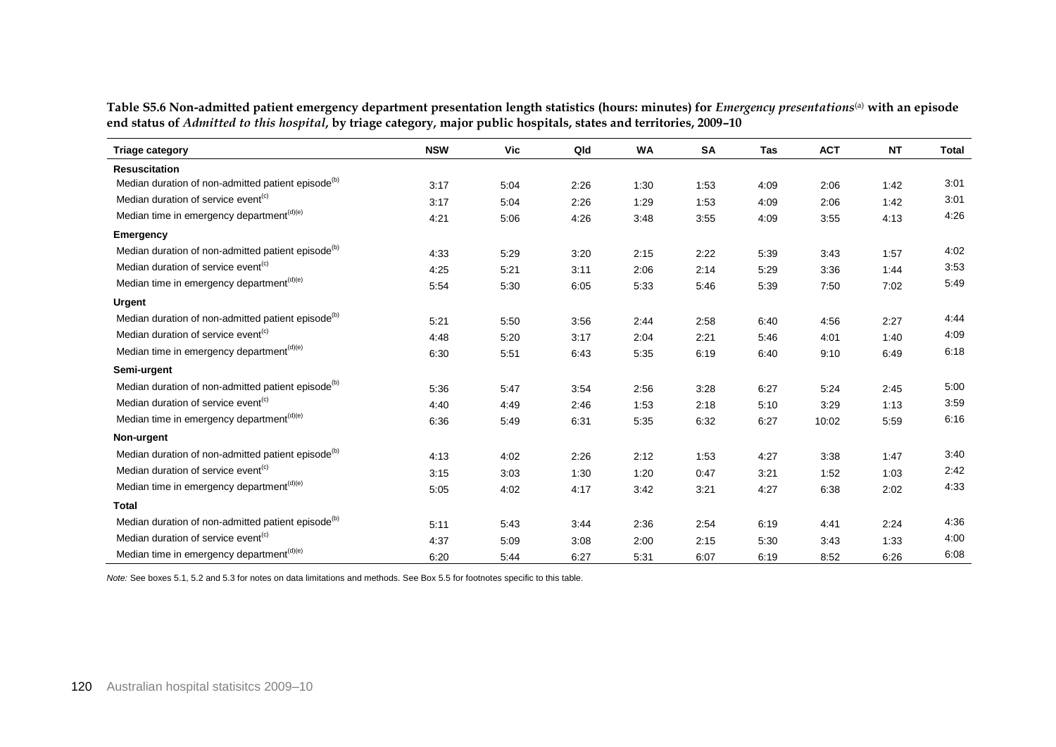**Table S5.6 Non-admitted patient emergency department presentation length statistics (hours: minutes) for *Emergency presentations*[(a)] with an episode end status of *Admitted to this hospital*, by triage category, major public hospitals, states and territories, 2009–10**

| Triage category | NSW | Vic | Qld | WA | SA | Tas | ACT | NT | Total |
|---|---|---|---|---|---|---|---|---|---|
| **Resuscitation** | | | | | | | | | |
| Median duration of non-admitted patient episode[(b)] | 3:17 | 5:04 | 2:26 | 1:30 | 1:53 | 4:09 | 2:06 | 1:42 | 3:01 |
| Median duration of service event[(c)] | 3:17 | 5:04 | 2:26 | 1:29 | 1:53 | 4:09 | 2:06 | 1:42 | 3:01 |
| Median time in emergency department[(d)(e)] | 4:21 | 5:06 | 4:26 | 3:48 | 3:55 | 4:09 | 3:55 | 4:13 | 4:26 |
| **Emergency** | | | | | | | | | |
| Median duration of non-admitted patient episode[(b)] | 4:33 | 5:29 | 3:20 | 2:15 | 2:22 | 5:39 | 3:43 | 1:57 | 4:02 |
| Median duration of service event[(c)] | 4:25 | 5:21 | 3:11 | 2:06 | 2:14 | 5:29 | 3:36 | 1:44 | 3:53 |
| Median time in emergency department[(d)(e)] | 5:54 | 5:30 | 6:05 | 5:33 | 5:46 | 5:39 | 7:50 | 7:02 | 5:49 |
| **Urgent** | | | | | | | | | |
| Median duration of non-admitted patient episode[(b)] | 5:21 | 5:50 | 3:56 | 2:44 | 2:58 | 6:40 | 4:56 | 2:27 | 4:44 |
| Median duration of service event[(c)] | 4:48 | 5:20 | 3:17 | 2:04 | 2:21 | 5:46 | 4:01 | 1:40 | 4:09 |
| Median time in emergency department[(d)(e)] | 6:30 | 5:51 | 6:43 | 5:35 | 6:19 | 6:40 | 9:10 | 6:49 | 6:18 |
| **Semi-urgent** | | | | | | | | | |
| Median duration of non-admitted patient episode[(b)] | 5:36 | 5:47 | 3:54 | 2:56 | 3:28 | 6:27 | 5:24 | 2:45 | 5:00 |
| Median duration of service event[(c)] | 4:40 | 4:49 | 2:46 | 1:53 | 2:18 | 5:10 | 3:29 | 1:13 | 3:59 |
| Median time in emergency department[(d)(e)] | 6:36 | 5:49 | 6:31 | 5:35 | 6:32 | 6:27 | 10:02 | 5:59 | 6:16 |
| **Non-urgent** | | | | | | | | | |
| Median duration of non-admitted patient episode[(b)] | 4:13 | 4:02 | 2:26 | 2:12 | 1:53 | 4:27 | 3:38 | 1:47 | 3:40 |
| Median duration of service event[(c)] | 3:15 | 3:03 | 1:30 | 1:20 | 0:47 | 3:21 | 1:52 | 1:03 | 2:42 |
| Median time in emergency department[(d)(e)] | 5:05 | 4:02 | 4:17 | 3:42 | 3:21 | 4:27 | 6:38 | 2:02 | 4:33 |
| **Total** | | | | | | | | | |
| Median duration of non-admitted patient episode[(b)] | 5:11 | 5:43 | 3:44 | 2:36 | 2:54 | 6:19 | 4:41 | 2:24 | 4:36 |
| Median duration of service event[(c)] | 4:37 | 5:09 | 3:08 | 2:00 | 2:15 | 5:30 | 3:43 | 1:33 | 4:00 |
| Median time in emergency department[(d)(e)] | 6:20 | 5:44 | 6:27 | 5:31 | 6:07 | 6:19 | 8:52 | 6:26 | 6:08 |

*Note:* See boxes 5.1, 5.2 and 5.3 for notes on data limitations and methods. See Box 5.5 for footnotes specific to this table.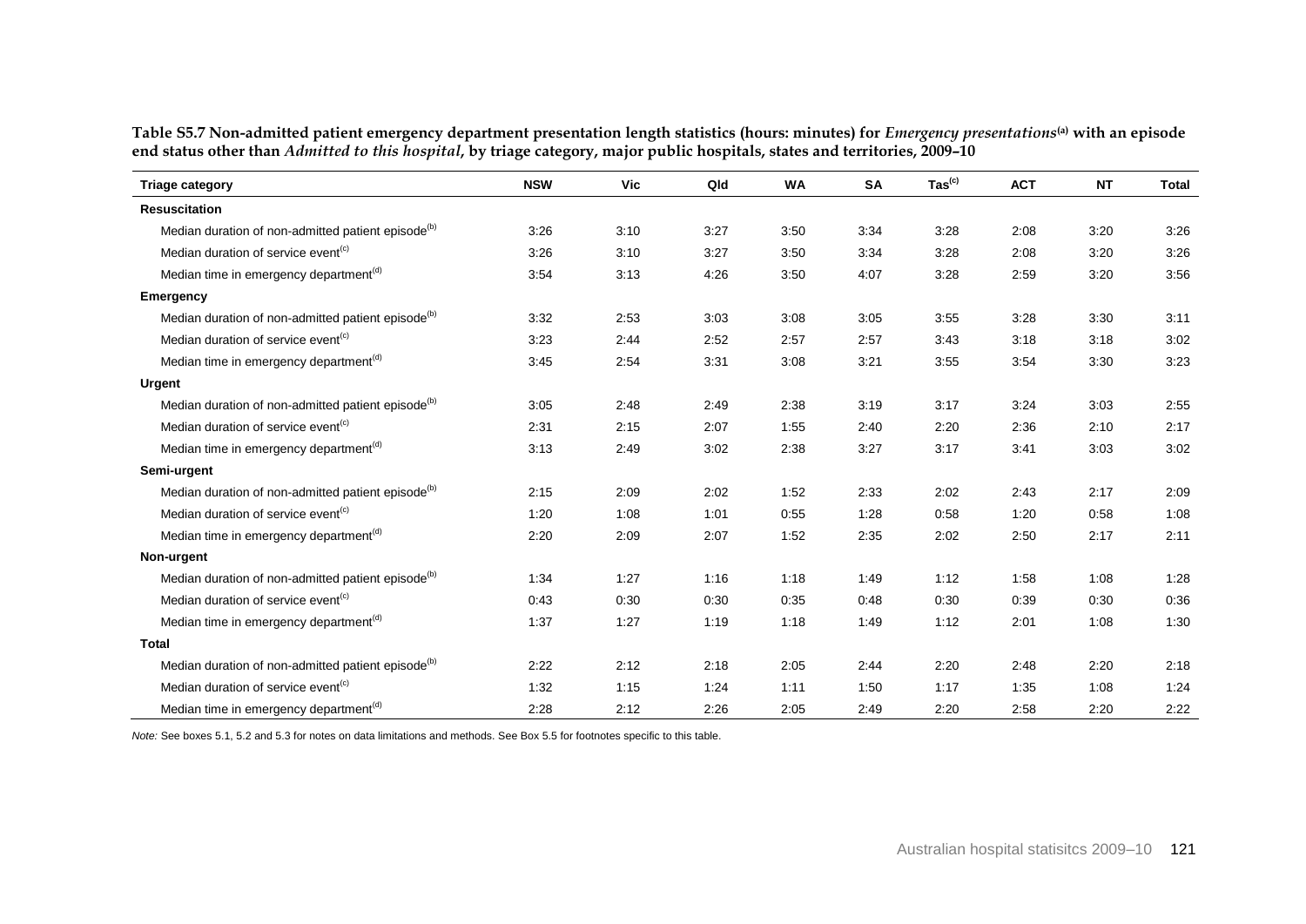**Table S5.7 Non-admitted patient emergency department presentation length statistics (hours: minutes) for *Emergency presentations*[(a)] with an episode end status other than *Admitted to this hospital*, by triage category, major public hospitals, states and territories, 2009–10**

| Triage category | NSW | Vic | Qld | WA | SA | Tas[(e)] | ACT | NT | Total |
|---|---|---|---|---|---|---|---|---|---|
| **Resuscitation** | | | | | | | | | |
| Median duration of non-admitted patient episode[(b)] | 3:26 | 3:10 | 3:27 | 3:50 | 3:34 | 3:28 | 2:08 | 3:20 | 3:26 |
| Median duration of service event[(c)] | 3:26 | 3:10 | 3:27 | 3:50 | 3:34 | 3:28 | 2:08 | 3:20 | 3:26 |
| Median time in emergency department[(d)] | 3:54 | 3:13 | 4:26 | 3:50 | 4:07 | 3:28 | 2:59 | 3:20 | 3:56 |
| **Emergency** | | | | | | | | | |
| Median duration of non-admitted patient episode[(b)] | 3:32 | 2:53 | 3:03 | 3:08 | 3:05 | 3:55 | 3:28 | 3:30 | 3:11 |
| Median duration of service event[(c)] | 3:23 | 2:44 | 2:52 | 2:57 | 2:57 | 3:43 | 3:18 | 3:18 | 3:02 |
| Median time in emergency department[(d)] | 3:45 | 2:54 | 3:31 | 3:08 | 3:21 | 3:55 | 3:54 | 3:30 | 3:23 |
| **Urgent** | | | | | | | | | |
| Median duration of non-admitted patient episode[(b)] | 3:05 | 2:48 | 2:49 | 2:38 | 3:19 | 3:17 | 3:24 | 3:03 | 2:55 |
| Median duration of service event[(c)] | 2:31 | 2:15 | 2:07 | 1:55 | 2:40 | 2:20 | 2:36 | 2:10 | 2:17 |
| Median time in emergency department[(d)] | 3:13 | 2:49 | 3:02 | 2:38 | 3:27 | 3:17 | 3:41 | 3:03 | 3:02 |
| **Semi-urgent** | | | | | | | | | |
| Median duration of non-admitted patient episode[(b)] | 2:15 | 2:09 | 2:02 | 1:52 | 2:33 | 2:02 | 2:43 | 2:17 | 2:09 |
| Median duration of service event[(c)] | 1:20 | 1:08 | 1:01 | 0:55 | 1:28 | 0:58 | 1:20 | 0:58 | 1:08 |
| Median time in emergency department[(d)] | 2:20 | 2:09 | 2:07 | 1:52 | 2:35 | 2:02 | 2:50 | 2:17 | 2:11 |
| **Non-urgent** | | | | | | | | | |
| Median duration of non-admitted patient episode[(b)] | 1:34 | 1:27 | 1:16 | 1:18 | 1:49 | 1:12 | 1:58 | 1:08 | 1:28 |
| Median duration of service event[(c)] | 0:43 | 0:30 | 0:30 | 0:35 | 0:48 | 0:30 | 0:39 | 0:30 | 0:36 |
| Median time in emergency department[(d)] | 1:37 | 1:27 | 1:19 | 1:18 | 1:49 | 1:12 | 2:01 | 1:08 | 1:30 |
| **Total** | | | | | | | | | |
| Median duration of non-admitted patient episode[(b)] | 2:22 | 2:12 | 2:18 | 2:05 | 2:44 | 2:20 | 2:48 | 2:20 | 2:18 |
| Median duration of service event[(c)] | 1:32 | 1:15 | 1:24 | 1:11 | 1:50 | 1:17 | 1:35 | 1:08 | 1:24 |
| Median time in emergency department[(d)] | 2:28 | 2:12 | 2:26 | 2:05 | 2:49 | 2:20 | 2:58 | 2:20 | 2:22 |

*Note:* See boxes 5.1, 5.2 and 5.3 for notes on data limitations and methods. See Box 5.5 for footnotes specific to this table.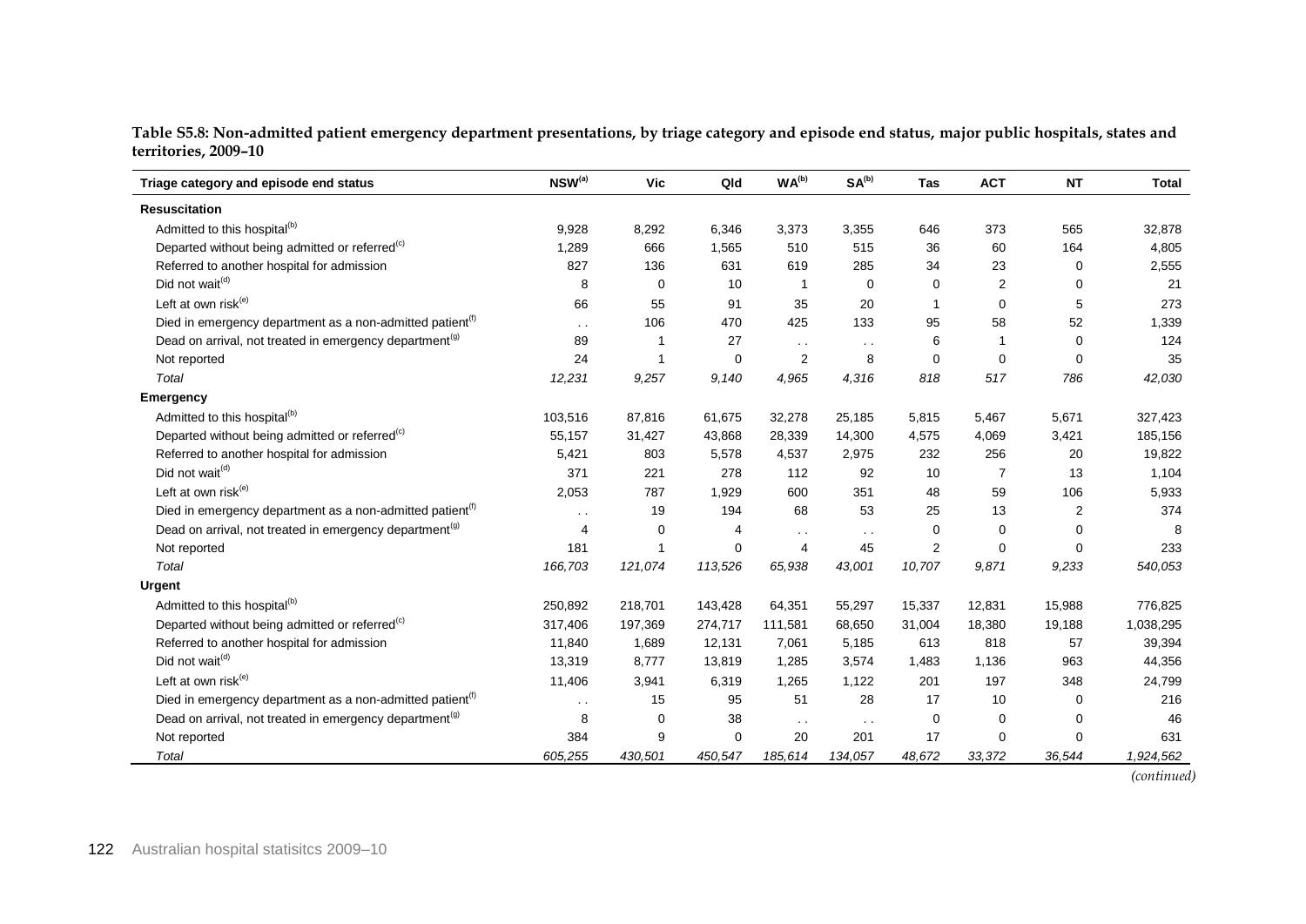**Table S5.8: Non-admitted patient emergency department presentations, by triage category and episode end status, major public hospitals, states and territories, 2009–10**

| Triage category and episode end status | NSW[(a)] | Vic | Qld | WA[(b)] | SA[(b)] | Tas | ACT | NT | Total |
|---|---|---|---|---|---|---|---|---|---|
| **Resuscitation** | | | | | | | | | |
| Admitted to this hospital[(b)] | 9,928 | 8,292 | 6,346 | 3,373 | 3,355 | 646 | 373 | 565 | 32,878 |
| Departed without being admitted or referred[(c)] | 1,289 | 666 | 1,565 | 510 | 515 | 36 | 60 | 164 | 4,805 |
| Referred to another hospital for admission | 827 | 136 | 631 | 619 | 285 | 34 | 23 | 0 | 2,555 |
| Did not wait[(d)] | 8 | 0 | 10 | 1 | 0 | 0 | 2 | 0 | 21 |
| Left at own risk[(e)] | 66 | 55 | 91 | 35 | 20 | 1 | 0 | 5 | 273 |
| Died in emergency department as a non-admitted patient[(f)] | . . | 106 | 470 | 425 | 133 | 95 | 58 | 52 | 1,339 |
| Dead on arrival, not treated in emergency department[(g)] | 89 | 1 | 27 | . . | . . | 6 | 1 | 0 | 124 |
| Not reported | 24 | 1 | 0 | 2 | 8 | 0 | 0 | 0 | 35 |
| *Total* | *12,231* | *9,257* | *9,140* | *4,965* | *4,316* | *818* | *517* | *786* | *42,030* |
| **Emergency** | | | | | | | | | |
| Admitted to this hospital[(b)] | 103,516 | 87,816 | 61,675 | 32,278 | 25,185 | 5,815 | 5,467 | 5,671 | 327,423 |
| Departed without being admitted or referred[(c)] | 55,157 | 31,427 | 43,868 | 28,339 | 14,300 | 4,575 | 4,069 | 3,421 | 185,156 |
| Referred to another hospital for admission | 5,421 | 803 | 5,578 | 4,537 | 2,975 | 232 | 256 | 20 | 19,822 |
| Did not wait[(d)] | 371 | 221 | 278 | 112 | 92 | 10 | 7 | 13 | 1,104 |
| Left at own risk[(e)] | 2,053 | 787 | 1,929 | 600 | 351 | 48 | 59 | 106 | 5,933 |
| Died in emergency department as a non-admitted patient[(f)] | . . | 19 | 194 | 68 | 53 | 25 | 13 | 2 | 374 |
| Dead on arrival, not treated in emergency department[(g)] | 4 | 0 | 4 | . . | . . | 0 | 0 | 0 | 8 |
| Not reported | 181 | 1 | 0 | 4 | 45 | 2 | 0 | 0 | 233 |
| *Total* | *166,703* | *121,074* | *113,526* | *65,938* | *43,001* | *10,707* | *9,871* | *9,233* | *540,053* |
| **Urgent** | | | | | | | | | |
| Admitted to this hospital[(b)] | 250,892 | 218,701 | 143,428 | 64,351 | 55,297 | 15,337 | 12,831 | 15,988 | 776,825 |
| Departed without being admitted or referred[(c)] | 317,406 | 197,369 | 274,717 | 111,581 | 68,650 | 31,004 | 18,380 | 19,188 | 1,038,295 |
| Referred to another hospital for admission | 11,840 | 1,689 | 12,131 | 7,061 | 5,185 | 613 | 818 | 57 | 39,394 |
| Did not wait[(d)] | 13,319 | 8,777 | 13,819 | 1,285 | 3,574 | 1,483 | 1,136 | 963 | 44,356 |
| Left at own risk[(e)] | 11,406 | 3,941 | 6,319 | 1,265 | 1,122 | 201 | 197 | 348 | 24,799 |
| Died in emergency department as a non-admitted patient[(f)] | . . | 15 | 95 | 51 | 28 | 17 | 10 | 0 | 216 |
| Dead on arrival, not treated in emergency department[(g)] | 8 | 0 | 38 | . . | . . | 0 | 0 | 0 | 46 |
| Not reported | 384 | 9 | 0 | 20 | 201 | 17 | 0 | 0 | 631 |
| *Total* | *605,255* | *430,501* | *450,547* | *185,614* | *134,057* | *48,672* | *33,372* | *36,544* | *1,924,562* |

*(continued)*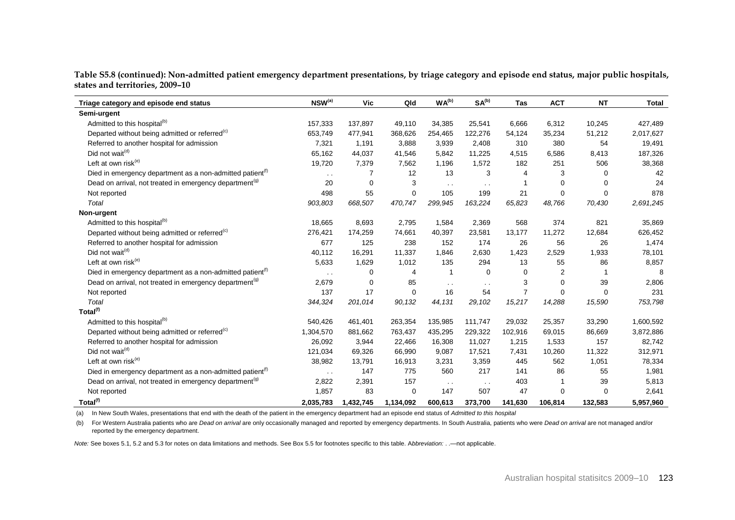**Table S5.8 (continued): Non-admitted patient emergency department presentations, by triage category and episode end status, major public hospitals, states and territories, 2009–10**

| Triage category and episode end status | NSW[(a)] | Vic | Qld | WA[(b)] | SA[(b)] | Tas | ACT | NT | Total |
|---|---|---|---|---|---|---|---|---|---|
| **Semi-urgent** | | | | | | | | | |
| Admitted to this hospital[(b)] | 157,333 | 137,897 | 49,110 | 34,385 | 25,541 | 6,666 | 6,312 | 10,245 | 427,489 |
| Departed without being admitted or referred[(c)] | 653,749 | 477,941 | 368,626 | 254,465 | 122,276 | 54,124 | 35,234 | 51,212 | 2,017,627 |
| Referred to another hospital for admission | 7,321 | 1,191 | 3,888 | 3,939 | 2,408 | 310 | 380 | 54 | 19,491 |
| Did not wait[(d)] | 65,162 | 44,037 | 41,546 | 5,842 | 11,225 | 4,515 | 6,586 | 8,413 | 187,326 |
| Left at own risk[(e)] | 19,720 | 7,379 | 7,562 | 1,196 | 1,572 | 182 | 251 | 506 | 38,368 |
| Died in emergency department as a non-admitted patient[(f)] | . . | 7 | 12 | 13 | 3 | 4 | 3 | 0 | 42 |
| Dead on arrival, not treated in emergency department[(g)] | 20 | 0 | 3 | . . | . . | 1 | 0 | 0 | 24 |
| Not reported | 498 | 55 | 0 | 105 | 199 | 21 | 0 | 0 | 878 |
| *Total* | *903,803* | *668,507* | *470,747* | *299,945* | *163,224* | *65,823* | *48,766* | *70,430* | *2,691,245* |
| **Non-urgent** | | | | | | | | | |
| Admitted to this hospital[(b)] | 18,665 | 8,693 | 2,795 | 1,584 | 2,369 | 568 | 374 | 821 | 35,869 |
| Departed without being admitted or referred[(c)] | 276,421 | 174,259 | 74,661 | 40,397 | 23,581 | 13,177 | 11,272 | 12,684 | 626,452 |
| Referred to another hospital for admission | 677 | 125 | 238 | 152 | 174 | 26 | 56 | 26 | 1,474 |
| Did not wait[(d)] | 40,112 | 16,291 | 11,337 | 1,846 | 2,630 | 1,423 | 2,529 | 1,933 | 78,101 |
| Left at own risk[(e)] | 5,633 | 1,629 | 1,012 | 135 | 294 | 13 | 55 | 86 | 8,857 |
| Died in emergency department as a non-admitted patient[(f)] | . . | 0 | 4 | 1 | 0 | 0 | 2 | 1 | 8 |
| Dead on arrival, not treated in emergency department[(g)] | 2,679 | 0 | 85 | . . | . . | 3 | 0 | 39 | 2,806 |
| Not reported | 137 | 17 | 0 | 16 | 54 | 7 | 0 | 0 | 231 |
| *Total* | *344,324* | *201,014* | *90,132* | *44,131* | *29,102* | *15,217* | *14,288* | *15,590* | *753,798* |
| **Total[(f)]** | | | | | | | | | |
| Admitted to this hospital[(b)] | 540,426 | 461,401 | 263,354 | 135,985 | 111,747 | 29,032 | 25,357 | 33,290 | 1,600,592 |
| Departed without being admitted or referred[(c)] | 1,304,570 | 881,662 | 763,437 | 435,295 | 229,322 | 102,916 | 69,015 | 86,669 | 3,872,886 |
| Referred to another hospital for admission | 26,092 | 3,944 | 22,466 | 16,308 | 11,027 | 1,215 | 1,533 | 157 | 82,742 |
| Did not wait[(d)] | 121,034 | 69,326 | 66,990 | 9,087 | 17,521 | 7,431 | 10,260 | 11,322 | 312,971 |
| Left at own risk[(e)] | 38,982 | 13,791 | 16,913 | 3,231 | 3,359 | 445 | 562 | 1,051 | 78,334 |
| Died in emergency department as a non-admitted patient[(f)] | . . | 147 | 775 | 560 | 217 | 141 | 86 | 55 | 1,981 |
| Dead on arrival, not treated in emergency department[(g)] | 2,822 | 2,391 | 157 | . . | . . | 403 | 1 | 39 | 5,813 |
| Not reported | 1,857 | 83 | 0 | 147 | 507 | 47 | 0 | 0 | 2,641 |
| **Total[(f)]** | **2,035,783** | **1,432,745** | **1,134,092** | **600,613** | **373,700** | **141,630** | **106,814** | **132,583** | **5,957,960** |

(a) In New South Wales, presentations that end with the death of the patient in the emergency department had an episode end status of *Admitted to this hospital*

(b) For Western Australia patients who are *Dead on arrival* are only occasionally managed and reported by emergency departments. In South Australia, patients who were *Dead on arrival* are not managed and/or reported by the emergency department.

*Note:* See boxes 5.1, 5.2 and 5.3 for notes on data limitations and methods. See Box 5.5 for footnotes specific to this table. *Abbreviation:* . .—not applicable.